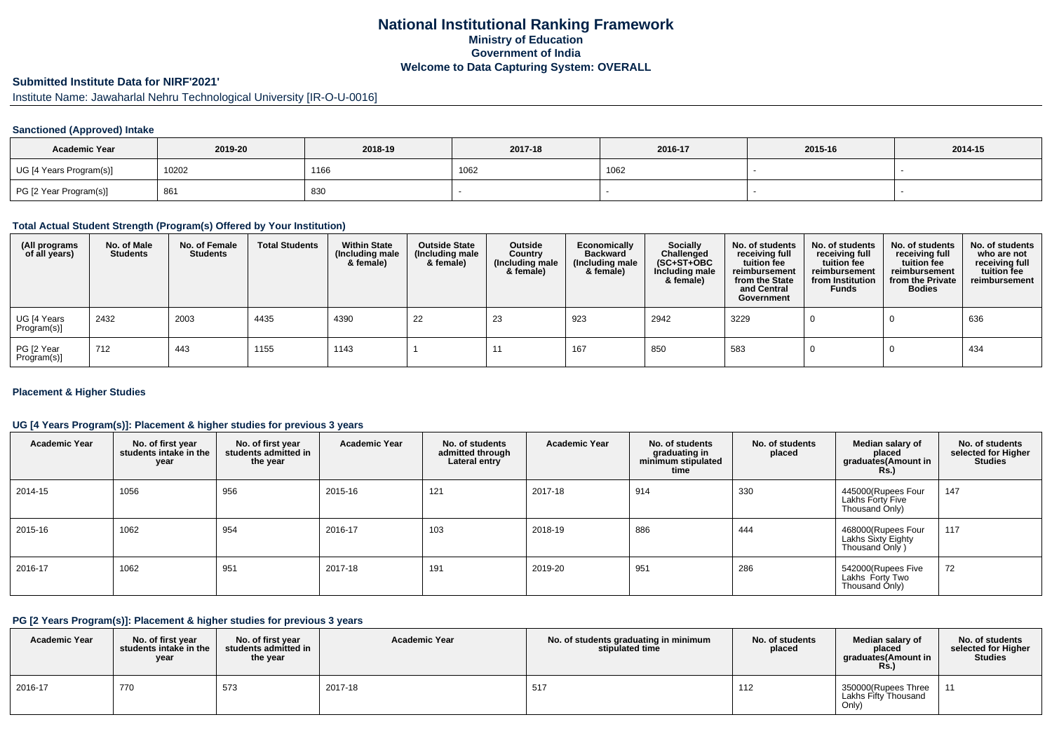# National Institutional Ranking Framework

**Ministry of Education**
**Government of India**
**Welcome to Data Capturing System: OVERALL**

## Submitted Institute Data for NIRF'2021'

Institute Name: Jawaharlal Nehru Technological University [IR-O-U-0016]

### Sanctioned (Approved) Intake

| Academic Year | 2019-20 | 2018-19 | 2017-18 | 2016-17 | 2015-16 | 2014-15 |
|---|---|---|---|---|---|---|
| UG [4 Years Program(s)] | 10202 | 1166 | 1062 | 1062 | - | - |
| PG [2 Year Program(s)] | 861 | 830 | - | - | - | - |

### Total Actual Student Strength (Program(s) Offered by Your Institution)

| (All programs of all years) | No. of Male Students | No. of Female Students | Total Students | Within State (Including male & female) | Outside State (Including male & female) | Outside Country (Including male & female) | Economically Backward (Including male & female) | Socially Challenged (SC+ST+OBC Including male & female) | No. of students receiving full tuition fee reimbursement from the State and Central Government | No. of students receiving full tuition fee reimbursement from Institution Funds | No. of students receiving full tuition fee reimbursement from the Private Bodies | No. of students who are not receiving full tuition fee reimbursement |
|---|---|---|---|---|---|---|---|---|---|---|---|---|
| UG [4 Years Program(s)] | 2432 | 2003 | 4435 | 4390 | 22 | 23 | 923 | 2942 | 3229 | 0 | 0 | 636 |
| PG [2 Year Program(s)] | 712 | 443 | 1155 | 1143 | 1 | 11 | 167 | 850 | 583 | 0 | 0 | 434 |

### Placement & Higher Studies

### UG [4 Years Program(s)]: Placement & higher studies for previous 3 years

| Academic Year | No. of first year students intake in the year | No. of first year students admitted in the year | Academic Year | No. of students admitted through Lateral entry | Academic Year | No. of students graduating in minimum stipulated time | No. of students placed | Median salary of placed graduates(Amount in Rs.) | No. of students selected for Higher Studies |
|---|---|---|---|---|---|---|---|---|---|
| 2014-15 | 1056 | 956 | 2015-16 | 121 | 2017-18 | 914 | 330 | 445000(Rupees Four Lakhs Forty Five Thousand Only) | 147 |
| 2015-16 | 1062 | 954 | 2016-17 | 103 | 2018-19 | 886 | 444 | 468000(Rupees Four Lakhs Sixty Eighty Thousand Only ) | 117 |
| 2016-17 | 1062 | 951 | 2017-18 | 191 | 2019-20 | 951 | 286 | 542000(Rupees Five Lakhs Forty Two Thousand Only) | 72 |

### PG [2 Years Program(s)]: Placement & higher studies for previous 3 years

| Academic Year | No. of first year students intake in the year | No. of first year students admitted in the year | Academic Year | No. of students graduating in minimum stipulated time | No. of students placed | Median salary of placed graduates(Amount in Rs.) | No. of students selected for Higher Studies |
|---|---|---|---|---|---|---|---|
| 2016-17 | 770 | 573 | 2017-18 | 517 | 112 | 350000(Rupees Three Lakhs Fifty Thousand Only) | 11 |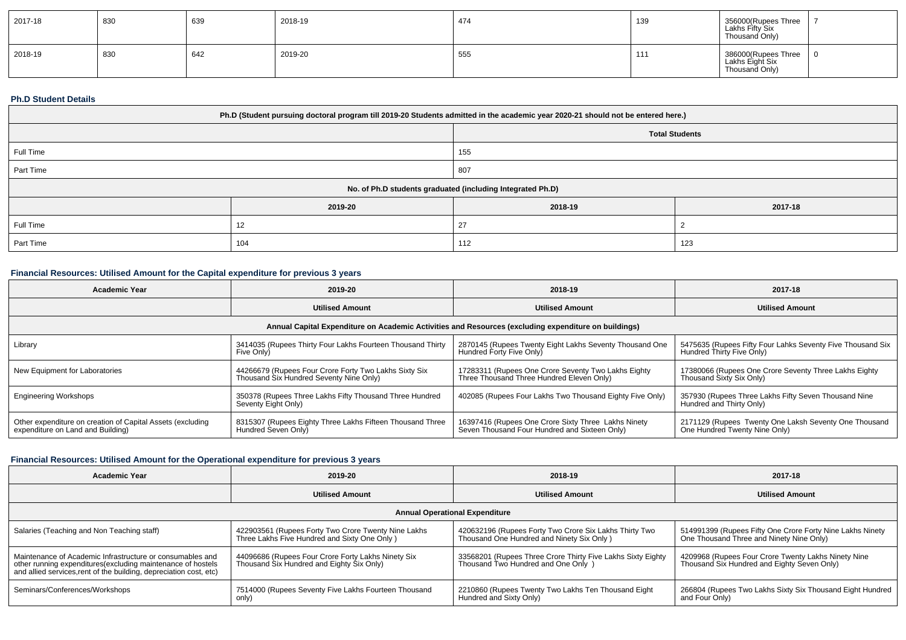| 2017-18 | 830 | 639 | 2018-19 | 474 | 139 | 356000(Rupees Three Lakhs Fifty Six Thousand Only) | 7 |
|---|---|---|---|---|---|---|---|
| 2018-19 | 830 | 642 | 2019-20 | 555 | 111 | 386000(Rupees Three Lakhs Eight Six Thousand Only) | 0 |

### Ph.D Student Details

| Ph.D (Student pursuing doctoral program till 2019-20 Students admitted in the academic year 2020-21 should not be entered here.) | | | |
|---|---|---|---|
| | Total Students | | |
| Full Time | 155 | | |
| Part Time | 807 | | |
| No. of Ph.D students graduated (including Integrated Ph.D) | | | |
| | 2019-20 | 2018-19 | 2017-18 |
| Full Time | 12 | 27 | 2 |
| Part Time | 104 | 112 | 123 |

### Financial Resources: Utilised Amount for the Capital expenditure for previous 3 years

| Academic Year | 2019-20 | 2018-19 | 2017-18 |
|---|---|---|---|
| | Utilised Amount | Utilised Amount | Utilised Amount |
| Annual Capital Expenditure on Academic Activities and Resources (excluding expenditure on buildings) | | | |
| Library | 3414035 (Rupees Thirty Four Lakhs Fourteen Thousand Thirty Five Only) | 2870145 (Rupees Twenty Eight Lakhs Seventy Thousand One Hundred Forty Five Only) | 5475635 (Rupees Fifty Four Lahks Seventy Five Thousand Six Hundred Thirty Five Only) |
| New Equipment for Laboratories | 44266679 (Rupees Four Crore Forty Two Lakhs Sixty Six Thousand Six Hundred Seventy Nine Only) | 17283311 (Rupees One Crore Seventy Two Lakhs Eighty Three Thousand Three Hundred Eleven Only) | 17380066 (Rupees One Crore Seventy Three Lakhs Eighty Thousand Sixty Six Only) |
| Engineering Workshops | 350378 (Rupees Three Lakhs Fifty Thousand Three Hundred Seventy Eight Only) | 402085 (Rupees Four Lakhs Two Thousand Eighty Five Only) | 357930 (Rupees Three Lakhs Fifty Seven Thousand Nine Hundred and Thirty Only) |
| Other expenditure on creation of Capital Assets (excluding expenditure on Land and Building) | 8315307 (Rupees Eighty Three Lakhs Fifteen Thousand Three Hundred Seven Only) | 16397416 (Rupees One Crore Sixty Three Lakhs Ninety Seven Thousand Four Hundred and Sixteen Only) | 2171129 (Rupees Twenty One Laksh Seventy One Thousand One Hundred Twenty Nine Only) |

### Financial Resources: Utilised Amount for the Operational expenditure for previous 3 years

| Academic Year | 2019-20 | 2018-19 | 2017-18 |
|---|---|---|---|
| | Utilised Amount | Utilised Amount | Utilised Amount |
| Annual Operational Expenditure | | | |
| Salaries (Teaching and Non Teaching staff) | 422903561 (Rupees Forty Two Crore Twenty Nine Lakhs Three Lakhs Five Hundred and Sixty One Only ) | 420632196 (Rupees Forty Two Crore Six Lakhs Thirty Two Thousand One Hundred and Ninety Six Only ) | 514991399 (Rupees Fifty One Crore Forty Nine Lakhs Ninety One Thousand Three and Ninety Nine Only) |
| Maintenance of Academic Infrastructure or consumables and other running expenditures(excluding maintenance of hostels and allied services,rent of the building, depreciation cost, etc) | 44096686 (Rupees Four Crore Forty Lakhs Ninety Six Thousand Six Hundred and Eighty Six Only) | 33568201 (Rupees Three Crore Thirty Five Lakhs Sixty Eighty Thousand Two Hundred and One Only ) | 4209968 (Rupees Four Crore Twenty Lakhs Ninety Nine Thousand Six Hundred and Eighty Seven Only) |
| Seminars/Conferences/Workshops | 7514000 (Rupees Seventy Five Lakhs Fourteen Thousand only) | 2210860 (Rupees Twenty Two Lakhs Ten Thousand Eight Hundred and Sixty Only) | 266804 (Rupees Two Lakhs Sixty Six Thousand Eight Hundred and Four Only) |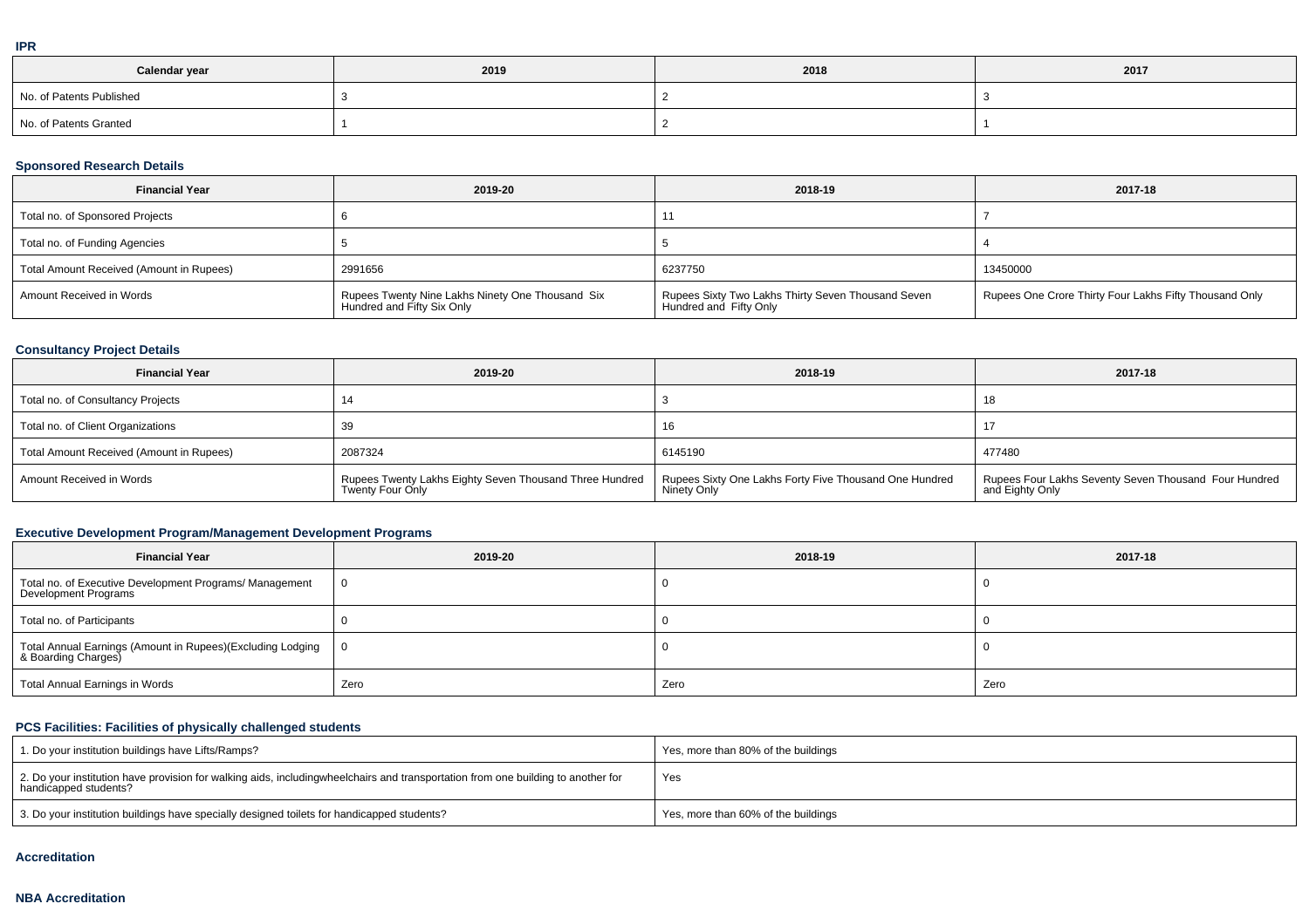**IPR**

| Calendar year | 2019 | 2018 | 2017 |
| --- | --- | --- | --- |
| No. of Patents Published | 3 | 2 | 3 |
| No. of Patents Granted | 1 | 2 | 1 |

**Sponsored Research Details**

| Financial Year | 2019-20 | 2018-19 | 2017-18 |
| --- | --- | --- | --- |
| Total no. of Sponsored Projects | 6 | 11 | 7 |
| Total no. of Funding Agencies | 5 | 5 | 4 |
| Total Amount Received (Amount in Rupees) | 2991656 | 6237750 | 13450000 |
| Amount Received in Words | Rupees Twenty Nine Lakhs Ninety One Thousand Six Hundred and Fifty Six Only | Rupees Sixty Two Lakhs Thirty Seven Thousand Seven Hundred and Fifty Only | Rupees One Crore Thirty Four Lakhs Fifty Thousand Only |

**Consultancy Project Details**

| Financial Year | 2019-20 | 2018-19 | 2017-18 |
| --- | --- | --- | --- |
| Total no. of Consultancy Projects | 14 | 3 | 18 |
| Total no. of Client Organizations | 39 | 16 | 17 |
| Total Amount Received (Amount in Rupees) | 2087324 | 6145190 | 477480 |
| Amount Received in Words | Rupees Twenty Lakhs Eighty Seven Thousand Three Hundred Twenty Four Only | Rupees Sixty One Lakhs Forty Five Thousand One Hundred Ninety Only | Rupees Four Lakhs Seventy Seven Thousand Four Hundred and Eighty Only |

**Executive Development Program/Management Development Programs**

| Financial Year | 2019-20 | 2018-19 | 2017-18 |
| --- | --- | --- | --- |
| Total no. of Executive Development Programs/ Management Development Programs | 0 | 0 | 0 |
| Total no. of Participants | 0 | 0 | 0 |
| Total Annual Earnings (Amount in Rupees)(Excluding Lodging & Boarding Charges) | 0 | 0 | 0 |
| Total Annual Earnings in Words | Zero | Zero | Zero |

**PCS Facilities: Facilities of physically challenged students**

| | |
| --- | --- |
| 1. Do your institution buildings have Lifts/Ramps? | Yes, more than 80% of the buildings |
| 2. Do your institution have provision for walking aids, includingwheelchairs and transportation from one building to another for handicapped students? | Yes |
| 3. Do your institution buildings have specially designed toilets for handicapped students? | Yes, more than 60% of the buildings |

**Accreditation**

**NBA Accreditation**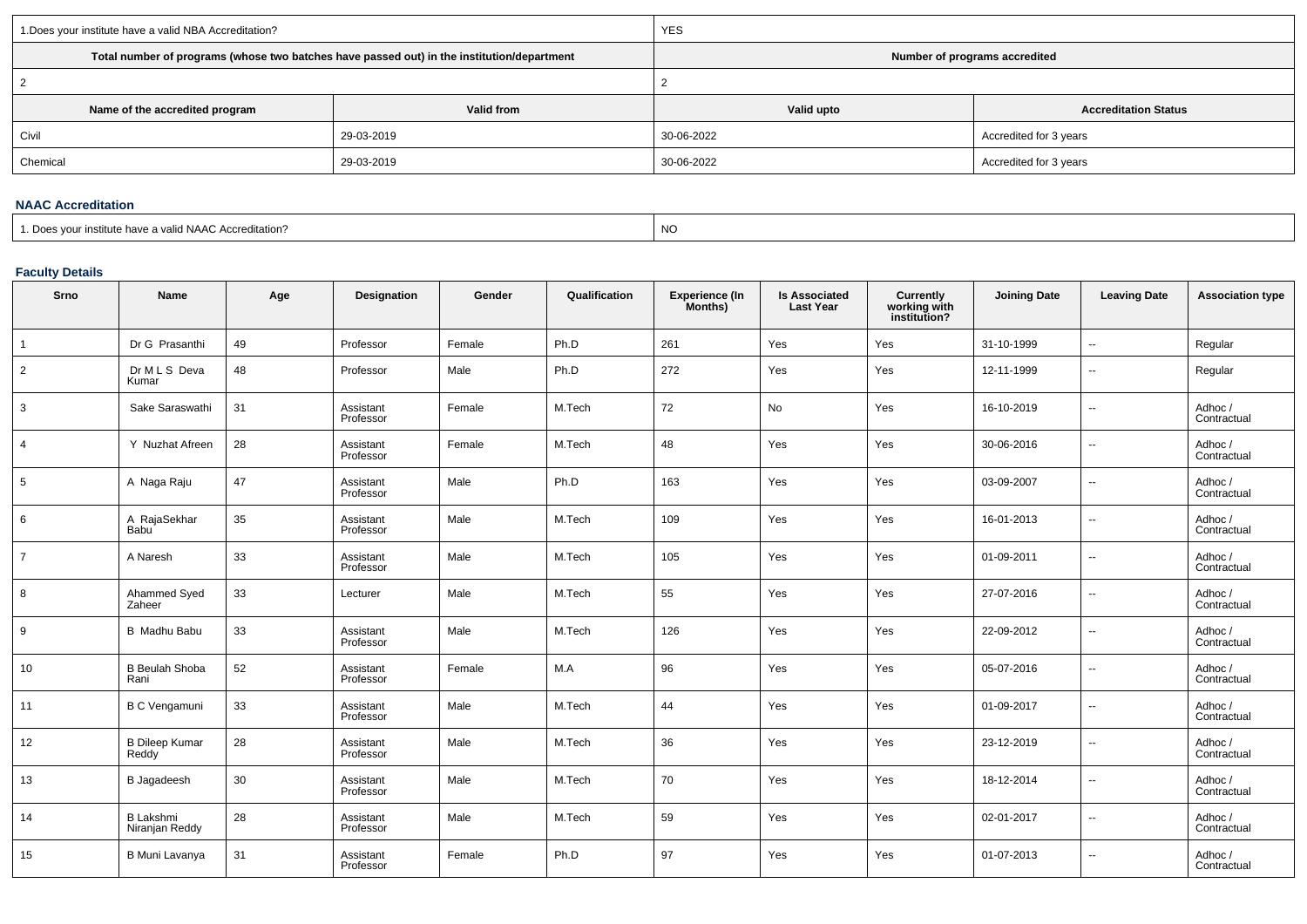| 1.Does your institute have a valid NBA Accreditation? | | YES | |
|---|---|---|---|
| Total number of programs (whose two batches have passed out) in the institution/department | | Number of programs accredited | |
| 2 | | 2 | |
| Name of the accredited program | Valid from | Valid upto | Accreditation Status |
| Civil | 29-03-2019 | 30-06-2022 | Accredited for 3 years |
| Chemical | 29-03-2019 | 30-06-2022 | Accredited for 3 years |

### NAAC Accreditation

| 1. Does your institute have a valid NAAC Accreditation? | NO |
|---|---|

### Faculty Details

| Srno | Name | Age | Designation | Gender | Qualification | Experience (In Months) | Is Associated Last Year | Currently working with institution? | Joining Date | Leaving Date | Association type |
|---|---|---|---|---|---|---|---|---|---|---|---|
| 1 | Dr G Prasanthi | 49 | Professor | Female | Ph.D | 261 | Yes | Yes | 31-10-1999 | -- | Regular |
| 2 | Dr M L S Deva Kumar | 48 | Professor | Male | Ph.D | 272 | Yes | Yes | 12-11-1999 | -- | Regular |
| 3 | Sake Saraswathi | 31 | Assistant Professor | Female | M.Tech | 72 | No | Yes | 16-10-2019 | -- | Adhoc / Contractual |
| 4 | Y Nuzhat Afreen | 28 | Assistant Professor | Female | M.Tech | 48 | Yes | Yes | 30-06-2016 | -- | Adhoc / Contractual |
| 5 | A Naga Raju | 47 | Assistant Professor | Male | Ph.D | 163 | Yes | Yes | 03-09-2007 | -- | Adhoc / Contractual |
| 6 | A RajaSekhar Babu | 35 | Assistant Professor | Male | M.Tech | 109 | Yes | Yes | 16-01-2013 | -- | Adhoc / Contractual |
| 7 | A Naresh | 33 | Assistant Professor | Male | M.Tech | 105 | Yes | Yes | 01-09-2011 | -- | Adhoc / Contractual |
| 8 | Ahammed Syed Zaheer | 33 | Lecturer | Male | M.Tech | 55 | Yes | Yes | 27-07-2016 | -- | Adhoc / Contractual |
| 9 | B Madhu Babu | 33 | Assistant Professor | Male | M.Tech | 126 | Yes | Yes | 22-09-2012 | -- | Adhoc / Contractual |
| 10 | B Beulah Shoba Rani | 52 | Assistant Professor | Female | M.A | 96 | Yes | Yes | 05-07-2016 | -- | Adhoc / Contractual |
| 11 | B C Vengamuni | 33 | Assistant Professor | Male | M.Tech | 44 | Yes | Yes | 01-09-2017 | -- | Adhoc / Contractual |
| 12 | B Dileep Kumar Reddy | 28 | Assistant Professor | Male | M.Tech | 36 | Yes | Yes | 23-12-2019 | -- | Adhoc / Contractual |
| 13 | B Jagadeesh | 30 | Assistant Professor | Male | M.Tech | 70 | Yes | Yes | 18-12-2014 | -- | Adhoc / Contractual |
| 14 | B Lakshmi Niranjan Reddy | 28 | Assistant Professor | Male | M.Tech | 59 | Yes | Yes | 02-01-2017 | -- | Adhoc / Contractual |
| 15 | B Muni Lavanya | 31 | Assistant Professor | Female | Ph.D | 97 | Yes | Yes | 01-07-2013 | -- | Adhoc / Contractual |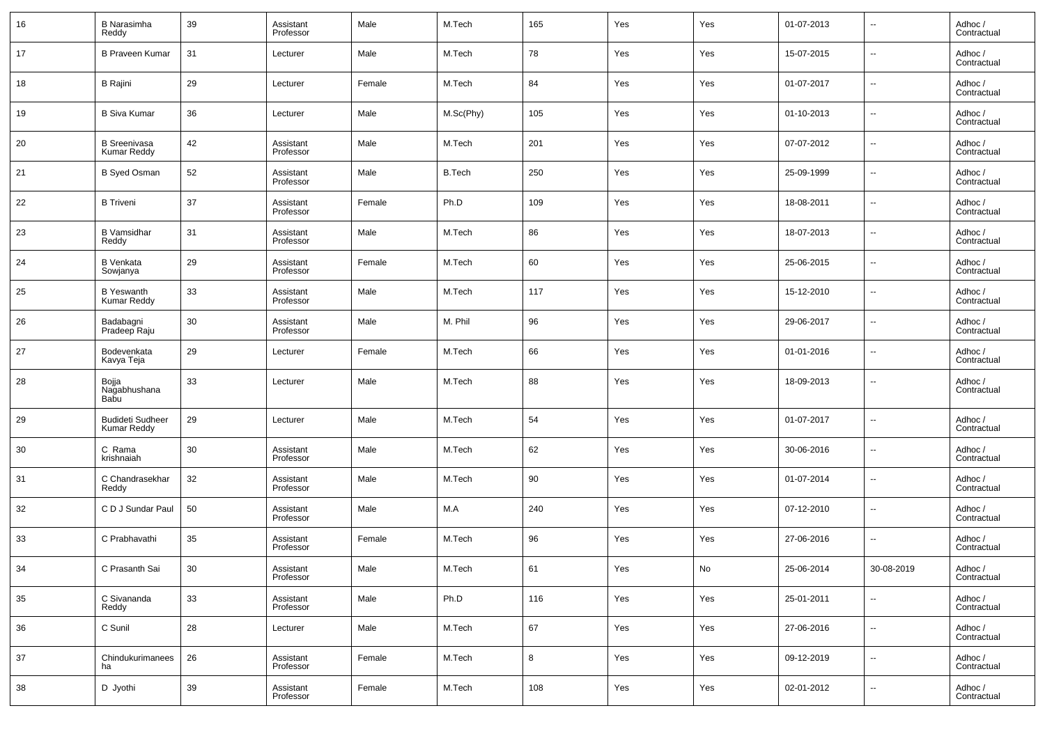| 16 | B Narasimha Reddy | 39 | Assistant Professor | Male | M.Tech | 165 | Yes | Yes | 01-07-2013 | -- | Adhoc / Contractual |
|---|---|---|---|---|---|---|---|---|---|---|---|
| 17 | B Praveen Kumar | 31 | Lecturer | Male | M.Tech | 78 | Yes | Yes | 15-07-2015 | -- | Adhoc / Contractual |
| 18 | B Rajini | 29 | Lecturer | Female | M.Tech | 84 | Yes | Yes | 01-07-2017 | -- | Adhoc / Contractual |
| 19 | B Siva Kumar | 36 | Lecturer | Male | M.Sc(Phy) | 105 | Yes | Yes | 01-10-2013 | -- | Adhoc / Contractual |
| 20 | B Sreenivasa Kumar Reddy | 42 | Assistant Professor | Male | M.Tech | 201 | Yes | Yes | 07-07-2012 | -- | Adhoc / Contractual |
| 21 | B Syed Osman | 52 | Assistant Professor | Male | B.Tech | 250 | Yes | Yes | 25-09-1999 | -- | Adhoc / Contractual |
| 22 | B Triveni | 37 | Assistant Professor | Female | Ph.D | 109 | Yes | Yes | 18-08-2011 | -- | Adhoc / Contractual |
| 23 | B Vamsidhar Reddy | 31 | Assistant Professor | Male | M.Tech | 86 | Yes | Yes | 18-07-2013 | -- | Adhoc / Contractual |
| 24 | B Venkata Sowjanya | 29 | Assistant Professor | Female | M.Tech | 60 | Yes | Yes | 25-06-2015 | -- | Adhoc / Contractual |
| 25 | B Yeswanth Kumar Reddy | 33 | Assistant Professor | Male | M.Tech | 117 | Yes | Yes | 15-12-2010 | -- | Adhoc / Contractual |
| 26 | Badabagni Pradeep Raju | 30 | Assistant Professor | Male | M. Phil | 96 | Yes | Yes | 29-06-2017 | -- | Adhoc / Contractual |
| 27 | Bodevenkata Kavya Teja | 29 | Lecturer | Female | M.Tech | 66 | Yes | Yes | 01-01-2016 | -- | Adhoc / Contractual |
| 28 | Bojja Nagabhushana Babu | 33 | Lecturer | Male | M.Tech | 88 | Yes | Yes | 18-09-2013 | -- | Adhoc / Contractual |
| 29 | Budideti Sudheer Kumar Reddy | 29 | Lecturer | Male | M.Tech | 54 | Yes | Yes | 01-07-2017 | -- | Adhoc / Contractual |
| 30 | C Rama krishnaiah | 30 | Assistant Professor | Male | M.Tech | 62 | Yes | Yes | 30-06-2016 | -- | Adhoc / Contractual |
| 31 | C Chandrasekhar Reddy | 32 | Assistant Professor | Male | M.Tech | 90 | Yes | Yes | 01-07-2014 | -- | Adhoc / Contractual |
| 32 | C D J Sundar Paul | 50 | Assistant Professor | Male | M.A | 240 | Yes | Yes | 07-12-2010 | -- | Adhoc / Contractual |
| 33 | C Prabhavathi | 35 | Assistant Professor | Female | M.Tech | 96 | Yes | Yes | 27-06-2016 | -- | Adhoc / Contractual |
| 34 | C Prasanth Sai | 30 | Assistant Professor | Male | M.Tech | 61 | Yes | No | 25-06-2014 | 30-08-2019 | Adhoc / Contractual |
| 35 | C Sivananda Reddy | 33 | Assistant Professor | Male | Ph.D | 116 | Yes | Yes | 25-01-2011 | -- | Adhoc / Contractual |
| 36 | C Sunil | 28 | Lecturer | Male | M.Tech | 67 | Yes | Yes | 27-06-2016 | -- | Adhoc / Contractual |
| 37 | Chindukurimaneesha | 26 | Assistant Professor | Female | M.Tech | 8 | Yes | Yes | 09-12-2019 | -- | Adhoc / Contractual |
| 38 | D Jyothi | 39 | Assistant Professor | Female | M.Tech | 108 | Yes | Yes | 02-01-2012 | -- | Adhoc / Contractual |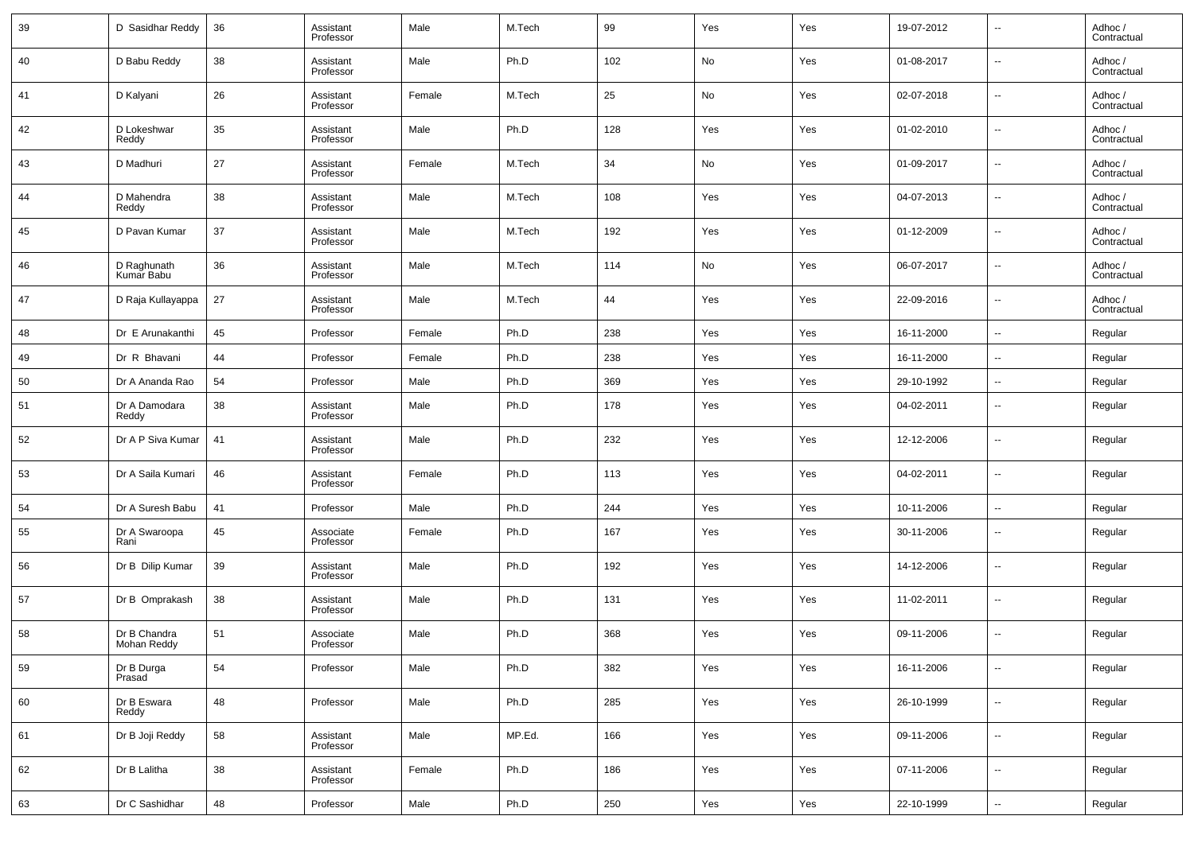| 39 | D Sasidhar Reddy | 36 | Assistant Professor | Male | M.Tech | 99 | Yes | Yes | 19-07-2012 | -- | Adhoc / Contractual |
|---|---|---|---|---|---|---|---|---|---|---|---|
| 40 | D Babu Reddy | 38 | Assistant Professor | Male | Ph.D | 102 | No | Yes | 01-08-2017 | -- | Adhoc / Contractual |
| 41 | D Kalyani | 26 | Assistant Professor | Female | M.Tech | 25 | No | Yes | 02-07-2018 | -- | Adhoc / Contractual |
| 42 | D Lokeshwar Reddy | 35 | Assistant Professor | Male | Ph.D | 128 | Yes | Yes | 01-02-2010 | -- | Adhoc / Contractual |
| 43 | D Madhuri | 27 | Assistant Professor | Female | M.Tech | 34 | No | Yes | 01-09-2017 | -- | Adhoc / Contractual |
| 44 | D Mahendra Reddy | 38 | Assistant Professor | Male | M.Tech | 108 | Yes | Yes | 04-07-2013 | -- | Adhoc / Contractual |
| 45 | D Pavan Kumar | 37 | Assistant Professor | Male | M.Tech | 192 | Yes | Yes | 01-12-2009 | -- | Adhoc / Contractual |
| 46 | D Raghunath Kumar Babu | 36 | Assistant Professor | Male | M.Tech | 114 | No | Yes | 06-07-2017 | -- | Adhoc / Contractual |
| 47 | D Raja Kullayappa | 27 | Assistant Professor | Male | M.Tech | 44 | Yes | Yes | 22-09-2016 | -- | Adhoc / Contractual |
| 48 | Dr E Arunakanthi | 45 | Professor | Female | Ph.D | 238 | Yes | Yes | 16-11-2000 | -- | Regular |
| 49 | Dr R Bhavani | 44 | Professor | Female | Ph.D | 238 | Yes | Yes | 16-11-2000 | -- | Regular |
| 50 | Dr A Ananda Rao | 54 | Professor | Male | Ph.D | 369 | Yes | Yes | 29-10-1992 | -- | Regular |
| 51 | Dr A Damodara Reddy | 38 | Assistant Professor | Male | Ph.D | 178 | Yes | Yes | 04-02-2011 | -- | Regular |
| 52 | Dr A P Siva Kumar | 41 | Assistant Professor | Male | Ph.D | 232 | Yes | Yes | 12-12-2006 | -- | Regular |
| 53 | Dr A Saila Kumari | 46 | Assistant Professor | Female | Ph.D | 113 | Yes | Yes | 04-02-2011 | -- | Regular |
| 54 | Dr A Suresh Babu | 41 | Professor | Male | Ph.D | 244 | Yes | Yes | 10-11-2006 | -- | Regular |
| 55 | Dr A Swaroopa Rani | 45 | Associate Professor | Female | Ph.D | 167 | Yes | Yes | 30-11-2006 | -- | Regular |
| 56 | Dr B Dilip Kumar | 39 | Assistant Professor | Male | Ph.D | 192 | Yes | Yes | 14-12-2006 | -- | Regular |
| 57 | Dr B Omprakash | 38 | Assistant Professor | Male | Ph.D | 131 | Yes | Yes | 11-02-2011 | -- | Regular |
| 58 | Dr B Chandra Mohan Reddy | 51 | Associate Professor | Male | Ph.D | 368 | Yes | Yes | 09-11-2006 | -- | Regular |
| 59 | Dr B Durga Prasad | 54 | Professor | Male | Ph.D | 382 | Yes | Yes | 16-11-2006 | -- | Regular |
| 60 | Dr B Eswara Reddy | 48 | Professor | Male | Ph.D | 285 | Yes | Yes | 26-10-1999 | -- | Regular |
| 61 | Dr B Joji Reddy | 58 | Assistant Professor | Male | MP.Ed. | 166 | Yes | Yes | 09-11-2006 | -- | Regular |
| 62 | Dr B Lalitha | 38 | Assistant Professor | Female | Ph.D | 186 | Yes | Yes | 07-11-2006 | -- | Regular |
| 63 | Dr C Sashidhar | 48 | Professor | Male | Ph.D | 250 | Yes | Yes | 22-10-1999 | -- | Regular |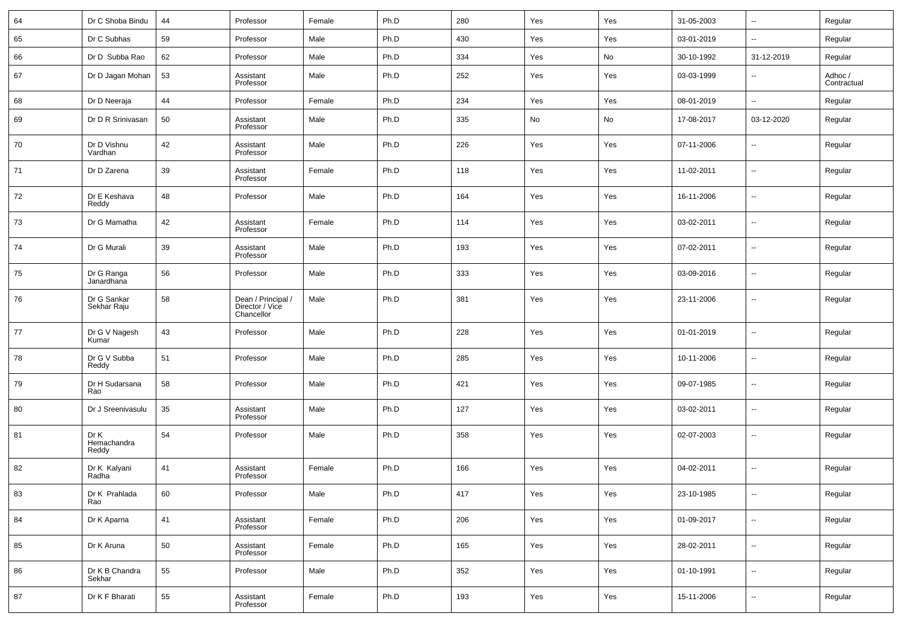| 64 | Dr C Shoba Bindu | 44 | Professor | Female | Ph.D | 280 | Yes | Yes | 31-05-2003 | -- | Regular |
|---|---|---|---|---|---|---|---|---|---|---|---|
| 65 | Dr C Subhas | 59 | Professor | Male | Ph.D | 430 | Yes | Yes | 03-01-2019 | -- | Regular |
| 66 | Dr D Subba Rao | 62 | Professor | Male | Ph.D | 334 | Yes | No | 30-10-1992 | 31-12-2019 | Regular |
| 67 | Dr D Jagan Mohan | 53 | Assistant Professor | Male | Ph.D | 252 | Yes | Yes | 03-03-1999 | -- | Adhoc / Contractual |
| 68 | Dr D Neeraja | 44 | Professor | Female | Ph.D | 234 | Yes | Yes | 08-01-2019 | -- | Regular |
| 69 | Dr D R Srinivasan | 50 | Assistant Professor | Male | Ph.D | 335 | No | No | 17-08-2017 | 03-12-2020 | Regular |
| 70 | Dr D Vishnu Vardhan | 42 | Assistant Professor | Male | Ph.D | 226 | Yes | Yes | 07-11-2006 | -- | Regular |
| 71 | Dr D Zarena | 39 | Assistant Professor | Female | Ph.D | 118 | Yes | Yes | 11-02-2011 | -- | Regular |
| 72 | Dr E Keshava Reddy | 48 | Professor | Male | Ph.D | 164 | Yes | Yes | 16-11-2006 | -- | Regular |
| 73 | Dr G Mamatha | 42 | Assistant Professor | Female | Ph.D | 114 | Yes | Yes | 03-02-2011 | -- | Regular |
| 74 | Dr G Murali | 39 | Assistant Professor | Male | Ph.D | 193 | Yes | Yes | 07-02-2011 | -- | Regular |
| 75 | Dr G Ranga Janardhana | 56 | Professor | Male | Ph.D | 333 | Yes | Yes | 03-09-2016 | -- | Regular |
| 76 | Dr G Sankar Sekhar Raju | 58 | Dean / Principal / Director / Vice Chancellor | Male | Ph.D | 381 | Yes | Yes | 23-11-2006 | -- | Regular |
| 77 | Dr G V Nagesh Kumar | 43 | Professor | Male | Ph.D | 228 | Yes | Yes | 01-01-2019 | -- | Regular |
| 78 | Dr G V Subba Reddy | 51 | Professor | Male | Ph.D | 285 | Yes | Yes | 10-11-2006 | -- | Regular |
| 79 | Dr H Sudarsana Rao | 58 | Professor | Male | Ph.D | 421 | Yes | Yes | 09-07-1985 | -- | Regular |
| 80 | Dr J Sreenivasulu | 35 | Assistant Professor | Male | Ph.D | 127 | Yes | Yes | 03-02-2011 | -- | Regular |
| 81 | Dr K Hemachandra Reddy | 54 | Professor | Male | Ph.D | 358 | Yes | Yes | 02-07-2003 | -- | Regular |
| 82 | Dr K Kalyani Radha | 41 | Assistant Professor | Female | Ph.D | 166 | Yes | Yes | 04-02-2011 | -- | Regular |
| 83 | Dr K Prahlada Rao | 60 | Professor | Male | Ph.D | 417 | Yes | Yes | 23-10-1985 | -- | Regular |
| 84 | Dr K Aparna | 41 | Assistant Professor | Female | Ph.D | 206 | Yes | Yes | 01-09-2017 | -- | Regular |
| 85 | Dr K Aruna | 50 | Assistant Professor | Female | Ph.D | 165 | Yes | Yes | 28-02-2011 | -- | Regular |
| 86 | Dr K B Chandra Sekhar | 55 | Professor | Male | Ph.D | 352 | Yes | Yes | 01-10-1991 | -- | Regular |
| 87 | Dr K F Bharati | 55 | Assistant Professor | Female | Ph.D | 193 | Yes | Yes | 15-11-2006 | -- | Regular |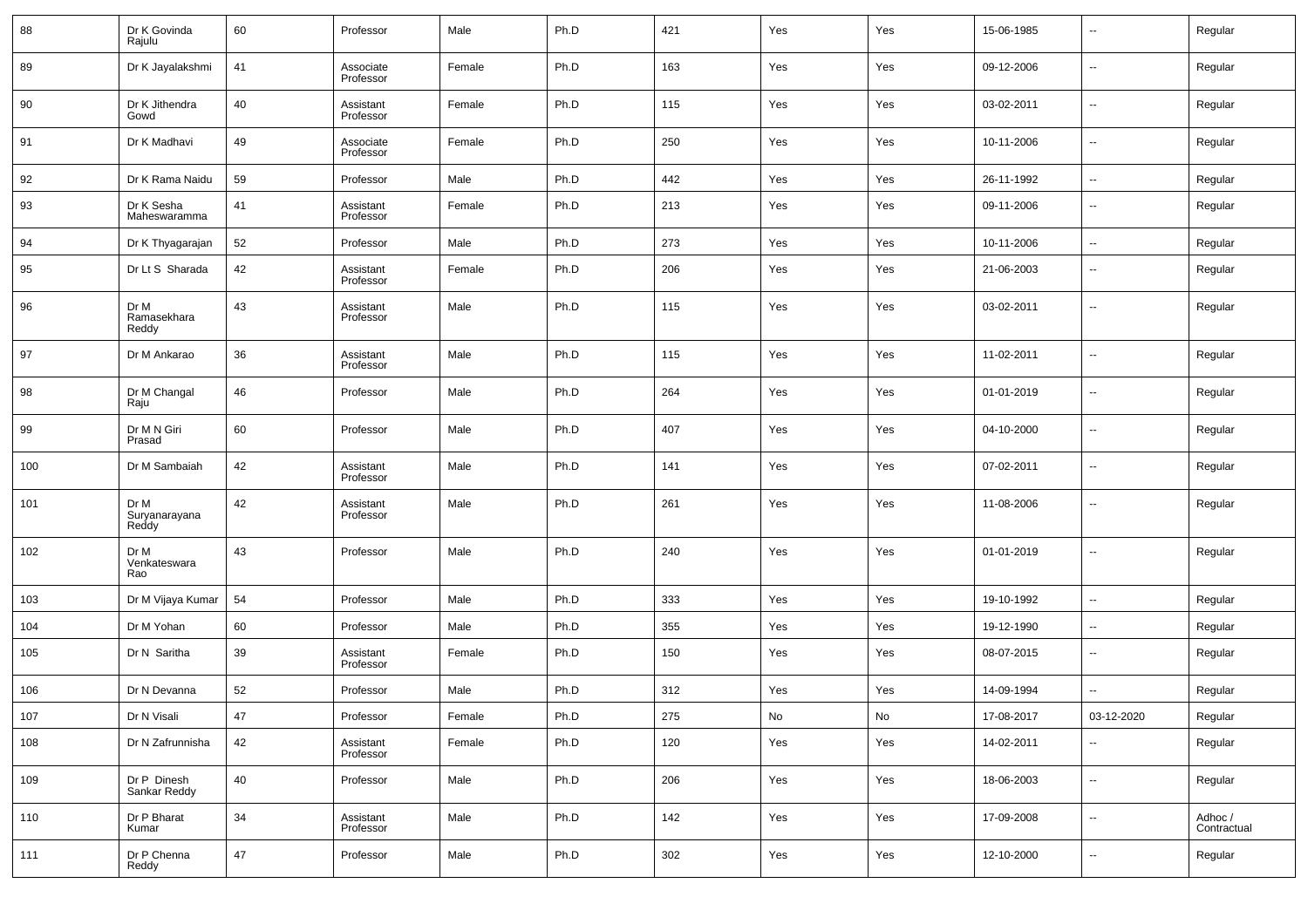| 88 | Dr K Govinda Rajulu | 60 | Professor | Male | Ph.D | 421 | Yes | Yes | 15-06-1985 | -- | Regular |
|---|---|---|---|---|---|---|---|---|---|---|---|
| 89 | Dr K Jayalakshmi | 41 | Associate Professor | Female | Ph.D | 163 | Yes | Yes | 09-12-2006 | -- | Regular |
| 90 | Dr K Jithendra Gowd | 40 | Assistant Professor | Female | Ph.D | 115 | Yes | Yes | 03-02-2011 | -- | Regular |
| 91 | Dr K Madhavi | 49 | Associate Professor | Female | Ph.D | 250 | Yes | Yes | 10-11-2006 | -- | Regular |
| 92 | Dr K Rama Naidu | 59 | Professor | Male | Ph.D | 442 | Yes | Yes | 26-11-1992 | -- | Regular |
| 93 | Dr K Sesha Maheswaramma | 41 | Assistant Professor | Female | Ph.D | 213 | Yes | Yes | 09-11-2006 | -- | Regular |
| 94 | Dr K Thyagarajan | 52 | Professor | Male | Ph.D | 273 | Yes | Yes | 10-11-2006 | -- | Regular |
| 95 | Dr Lt S Sharada | 42 | Assistant Professor | Female | Ph.D | 206 | Yes | Yes | 21-06-2003 | -- | Regular |
| 96 | Dr M Ramasekhara Reddy | 43 | Assistant Professor | Male | Ph.D | 115 | Yes | Yes | 03-02-2011 | -- | Regular |
| 97 | Dr M Ankarao | 36 | Assistant Professor | Male | Ph.D | 115 | Yes | Yes | 11-02-2011 | -- | Regular |
| 98 | Dr M Changal Raju | 46 | Professor | Male | Ph.D | 264 | Yes | Yes | 01-01-2019 | -- | Regular |
| 99 | Dr M N Giri Prasad | 60 | Professor | Male | Ph.D | 407 | Yes | Yes | 04-10-2000 | -- | Regular |
| 100 | Dr M Sambaiah | 42 | Assistant Professor | Male | Ph.D | 141 | Yes | Yes | 07-02-2011 | -- | Regular |
| 101 | Dr M Suryanarayana Reddy | 42 | Assistant Professor | Male | Ph.D | 261 | Yes | Yes | 11-08-2006 | -- | Regular |
| 102 | Dr M Venkateswara Rao | 43 | Professor | Male | Ph.D | 240 | Yes | Yes | 01-01-2019 | -- | Regular |
| 103 | Dr M Vijaya Kumar | 54 | Professor | Male | Ph.D | 333 | Yes | Yes | 19-10-1992 | -- | Regular |
| 104 | Dr M Yohan | 60 | Professor | Male | Ph.D | 355 | Yes | Yes | 19-12-1990 | -- | Regular |
| 105 | Dr N Saritha | 39 | Assistant Professor | Female | Ph.D | 150 | Yes | Yes | 08-07-2015 | -- | Regular |
| 106 | Dr N Devanna | 52 | Professor | Male | Ph.D | 312 | Yes | Yes | 14-09-1994 | -- | Regular |
| 107 | Dr N Visali | 47 | Professor | Female | Ph.D | 275 | No | No | 17-08-2017 | 03-12-2020 | Regular |
| 108 | Dr N Zafrunnisha | 42 | Assistant Professor | Female | Ph.D | 120 | Yes | Yes | 14-02-2011 | -- | Regular |
| 109 | Dr P Dinesh Sankar Reddy | 40 | Professor | Male | Ph.D | 206 | Yes | Yes | 18-06-2003 | -- | Regular |
| 110 | Dr P Bharat Kumar | 34 | Assistant Professor | Male | Ph.D | 142 | Yes | Yes | 17-09-2008 | -- | Adhoc / Contractual |
| 111 | Dr P Chenna Reddy | 47 | Professor | Male | Ph.D | 302 | Yes | Yes | 12-10-2000 | -- | Regular |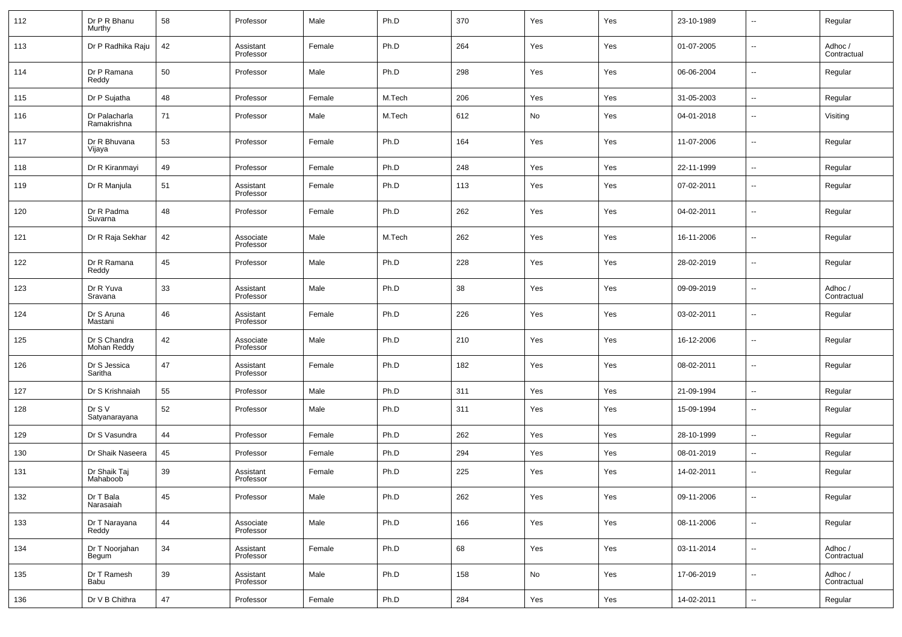| 112 | Dr P R Bhanu Murthy | 58 | Professor | Male | Ph.D | 370 | Yes | Yes | 23-10-1989 | -- | Regular |
|---|---|---|---|---|---|---|---|---|---|---|---|
| 113 | Dr P Radhika Raju | 42 | Assistant Professor | Female | Ph.D | 264 | Yes | Yes | 01-07-2005 | -- | Adhoc / Contractual |
| 114 | Dr P Ramana Reddy | 50 | Professor | Male | Ph.D | 298 | Yes | Yes | 06-06-2004 | -- | Regular |
| 115 | Dr P Sujatha | 48 | Professor | Female | M.Tech | 206 | Yes | Yes | 31-05-2003 | -- | Regular |
| 116 | Dr Palacharla Ramakrishna | 71 | Professor | Male | M.Tech | 612 | No | Yes | 04-01-2018 | -- | Visiting |
| 117 | Dr R Bhuvana Vijaya | 53 | Professor | Female | Ph.D | 164 | Yes | Yes | 11-07-2006 | -- | Regular |
| 118 | Dr R Kiranmayi | 49 | Professor | Female | Ph.D | 248 | Yes | Yes | 22-11-1999 | -- | Regular |
| 119 | Dr R Manjula | 51 | Assistant Professor | Female | Ph.D | 113 | Yes | Yes | 07-02-2011 | -- | Regular |
| 120 | Dr R Padma Suvarna | 48 | Professor | Female | Ph.D | 262 | Yes | Yes | 04-02-2011 | -- | Regular |
| 121 | Dr R Raja Sekhar | 42 | Associate Professor | Male | M.Tech | 262 | Yes | Yes | 16-11-2006 | -- | Regular |
| 122 | Dr R Ramana Reddy | 45 | Professor | Male | Ph.D | 228 | Yes | Yes | 28-02-2019 | -- | Regular |
| 123 | Dr R Yuva Sravana | 33 | Assistant Professor | Male | Ph.D | 38 | Yes | Yes | 09-09-2019 | -- | Adhoc / Contractual |
| 124 | Dr S Aruna Mastani | 46 | Assistant Professor | Female | Ph.D | 226 | Yes | Yes | 03-02-2011 | -- | Regular |
| 125 | Dr S Chandra Mohan Reddy | 42 | Associate Professor | Male | Ph.D | 210 | Yes | Yes | 16-12-2006 | -- | Regular |
| 126 | Dr S Jessica Saritha | 47 | Assistant Professor | Female | Ph.D | 182 | Yes | Yes | 08-02-2011 | -- | Regular |
| 127 | Dr S Krishnaiah | 55 | Professor | Male | Ph.D | 311 | Yes | Yes | 21-09-1994 | -- | Regular |
| 128 | Dr S V Satyanarayana | 52 | Professor | Male | Ph.D | 311 | Yes | Yes | 15-09-1994 | -- | Regular |
| 129 | Dr S Vasundra | 44 | Professor | Female | Ph.D | 262 | Yes | Yes | 28-10-1999 | -- | Regular |
| 130 | Dr Shaik Naseera | 45 | Professor | Female | Ph.D | 294 | Yes | Yes | 08-01-2019 | -- | Regular |
| 131 | Dr Shaik Taj Mahaboob | 39 | Assistant Professor | Female | Ph.D | 225 | Yes | Yes | 14-02-2011 | -- | Regular |
| 132 | Dr T Bala Narasaiah | 45 | Professor | Male | Ph.D | 262 | Yes | Yes | 09-11-2006 | -- | Regular |
| 133 | Dr T Narayana Reddy | 44 | Associate Professor | Male | Ph.D | 166 | Yes | Yes | 08-11-2006 | -- | Regular |
| 134 | Dr T Noorjahan Begum | 34 | Assistant Professor | Female | Ph.D | 68 | Yes | Yes | 03-11-2014 | -- | Adhoc / Contractual |
| 135 | Dr T Ramesh Babu | 39 | Assistant Professor | Male | Ph.D | 158 | No | Yes | 17-06-2019 | -- | Adhoc / Contractual |
| 136 | Dr V B Chithra | 47 | Professor | Female | Ph.D | 284 | Yes | Yes | 14-02-2011 | -- | Regular |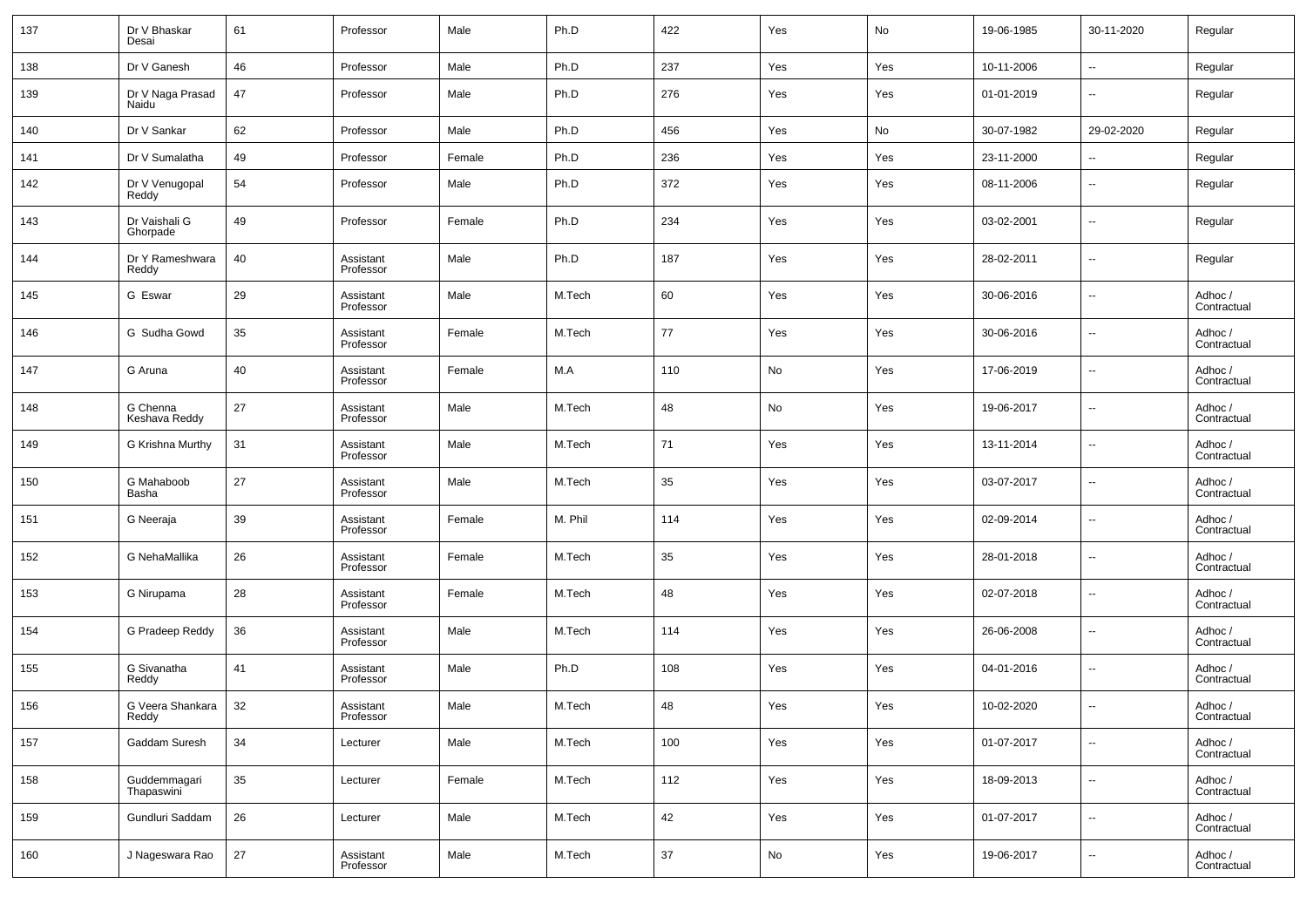| 137 | Dr V Bhaskar Desai | 61 | Professor | Male | Ph.D | 422 | Yes | No | 19-06-1985 | 30-11-2020 | Regular |
|---|---|---|---|---|---|---|---|---|---|---|---|
| 138 | Dr V Ganesh | 46 | Professor | Male | Ph.D | 237 | Yes | Yes | 10-11-2006 | -- | Regular |
| 139 | Dr V Naga Prasad Naidu | 47 | Professor | Male | Ph.D | 276 | Yes | Yes | 01-01-2019 | -- | Regular |
| 140 | Dr V Sankar | 62 | Professor | Male | Ph.D | 456 | Yes | No | 30-07-1982 | 29-02-2020 | Regular |
| 141 | Dr V Sumalatha | 49 | Professor | Female | Ph.D | 236 | Yes | Yes | 23-11-2000 | -- | Regular |
| 142 | Dr V Venugopal Reddy | 54 | Professor | Male | Ph.D | 372 | Yes | Yes | 08-11-2006 | -- | Regular |
| 143 | Dr Vaishali G Ghorpade | 49 | Professor | Female | Ph.D | 234 | Yes | Yes | 03-02-2001 | -- | Regular |
| 144 | Dr Y Rameshwara Reddy | 40 | Assistant Professor | Male | Ph.D | 187 | Yes | Yes | 28-02-2011 | -- | Regular |
| 145 | G Eswar | 29 | Assistant Professor | Male | M.Tech | 60 | Yes | Yes | 30-06-2016 | -- | Adhoc / Contractual |
| 146 | G Sudha Gowd | 35 | Assistant Professor | Female | M.Tech | 77 | Yes | Yes | 30-06-2016 | -- | Adhoc / Contractual |
| 147 | G Aruna | 40 | Assistant Professor | Female | M.A | 110 | No | Yes | 17-06-2019 | -- | Adhoc / Contractual |
| 148 | G Chenna Keshava Reddy | 27 | Assistant Professor | Male | M.Tech | 48 | No | Yes | 19-06-2017 | -- | Adhoc / Contractual |
| 149 | G Krishna Murthy | 31 | Assistant Professor | Male | M.Tech | 71 | Yes | Yes | 13-11-2014 | -- | Adhoc / Contractual |
| 150 | G Mahaboob Basha | 27 | Assistant Professor | Male | M.Tech | 35 | Yes | Yes | 03-07-2017 | -- | Adhoc / Contractual |
| 151 | G Neeraja | 39 | Assistant Professor | Female | M. Phil | 114 | Yes | Yes | 02-09-2014 | -- | Adhoc / Contractual |
| 152 | G NehaMallika | 26 | Assistant Professor | Female | M.Tech | 35 | Yes | Yes | 28-01-2018 | -- | Adhoc / Contractual |
| 153 | G Nirupama | 28 | Assistant Professor | Female | M.Tech | 48 | Yes | Yes | 02-07-2018 | -- | Adhoc / Contractual |
| 154 | G Pradeep Reddy | 36 | Assistant Professor | Male | M.Tech | 114 | Yes | Yes | 26-06-2008 | -- | Adhoc / Contractual |
| 155 | G Sivanatha Reddy | 41 | Assistant Professor | Male | Ph.D | 108 | Yes | Yes | 04-01-2016 | -- | Adhoc / Contractual |
| 156 | G Veera Shankara Reddy | 32 | Assistant Professor | Male | M.Tech | 48 | Yes | Yes | 10-02-2020 | -- | Adhoc / Contractual |
| 157 | Gaddam Suresh | 34 | Lecturer | Male | M.Tech | 100 | Yes | Yes | 01-07-2017 | -- | Adhoc / Contractual |
| 158 | Guddemmagari Thapaswini | 35 | Lecturer | Female | M.Tech | 112 | Yes | Yes | 18-09-2013 | -- | Adhoc / Contractual |
| 159 | Gundluri Saddam | 26 | Lecturer | Male | M.Tech | 42 | Yes | Yes | 01-07-2017 | -- | Adhoc / Contractual |
| 160 | J Nageswara Rao | 27 | Assistant Professor | Male | M.Tech | 37 | No | Yes | 19-06-2017 | -- | Adhoc / Contractual |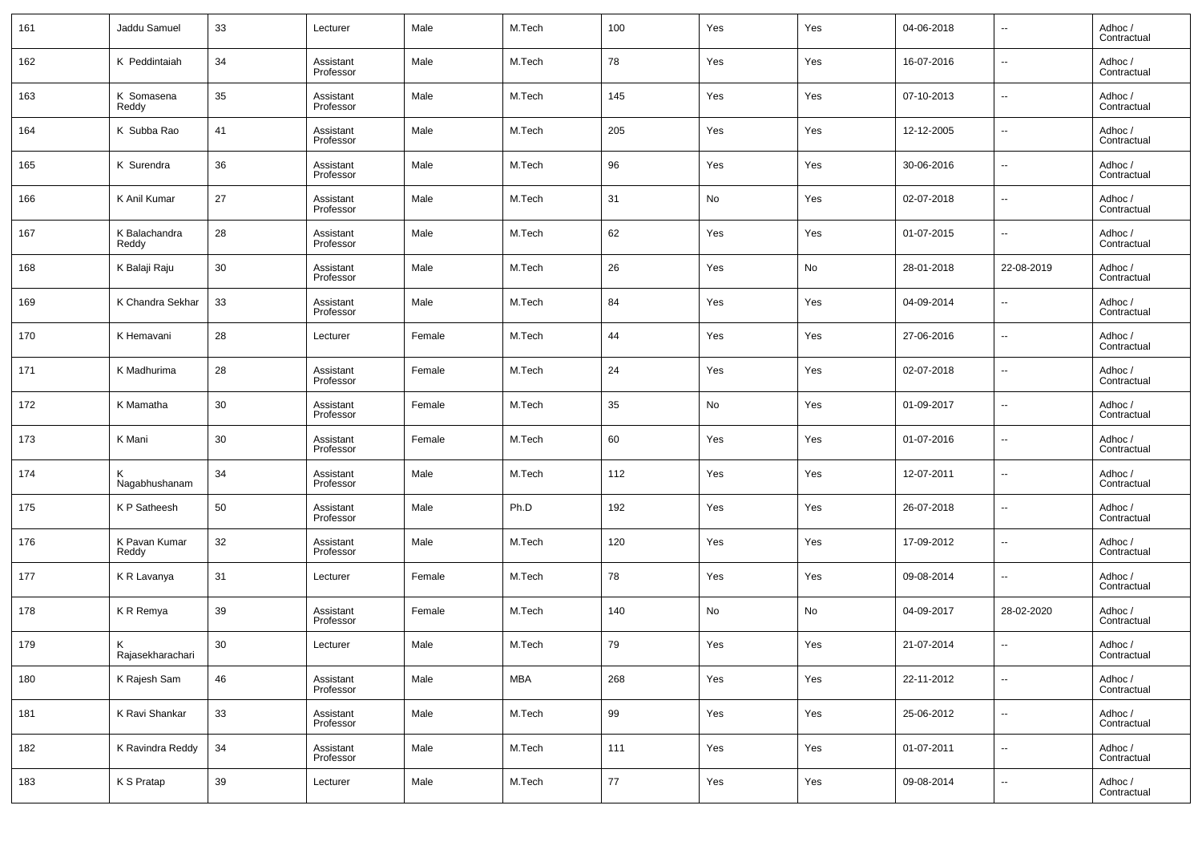| 161 | Jaddu Samuel | 33 | Lecturer | Male | M.Tech | 100 | Yes | Yes | 04-06-2018 | -- | Adhoc / Contractual |
|---|---|---|---|---|---|---|---|---|---|---|---|
| 162 | K Peddintaiah | 34 | Assistant Professor | Male | M.Tech | 78 | Yes | Yes | 16-07-2016 | -- | Adhoc / Contractual |
| 163 | K Somasena Reddy | 35 | Assistant Professor | Male | M.Tech | 145 | Yes | Yes | 07-10-2013 | -- | Adhoc / Contractual |
| 164 | K Subba Rao | 41 | Assistant Professor | Male | M.Tech | 205 | Yes | Yes | 12-12-2005 | -- | Adhoc / Contractual |
| 165 | K Surendra | 36 | Assistant Professor | Male | M.Tech | 96 | Yes | Yes | 30-06-2016 | -- | Adhoc / Contractual |
| 166 | K Anil Kumar | 27 | Assistant Professor | Male | M.Tech | 31 | No | Yes | 02-07-2018 | -- | Adhoc / Contractual |
| 167 | K Balachandra Reddy | 28 | Assistant Professor | Male | M.Tech | 62 | Yes | Yes | 01-07-2015 | -- | Adhoc / Contractual |
| 168 | K Balaji Raju | 30 | Assistant Professor | Male | M.Tech | 26 | Yes | No | 28-01-2018 | 22-08-2019 | Adhoc / Contractual |
| 169 | K Chandra Sekhar | 33 | Assistant Professor | Male | M.Tech | 84 | Yes | Yes | 04-09-2014 | -- | Adhoc / Contractual |
| 170 | K Hemavani | 28 | Lecturer | Female | M.Tech | 44 | Yes | Yes | 27-06-2016 | -- | Adhoc / Contractual |
| 171 | K Madhurima | 28 | Assistant Professor | Female | M.Tech | 24 | Yes | Yes | 02-07-2018 | -- | Adhoc / Contractual |
| 172 | K Mamatha | 30 | Assistant Professor | Female | M.Tech | 35 | No | Yes | 01-09-2017 | -- | Adhoc / Contractual |
| 173 | K Mani | 30 | Assistant Professor | Female | M.Tech | 60 | Yes | Yes | 01-07-2016 | -- | Adhoc / Contractual |
| 174 | K Nagabhushanam | 34 | Assistant Professor | Male | M.Tech | 112 | Yes | Yes | 12-07-2011 | -- | Adhoc / Contractual |
| 175 | K P Satheesh | 50 | Assistant Professor | Male | Ph.D | 192 | Yes | Yes | 26-07-2018 | -- | Adhoc / Contractual |
| 176 | K Pavan Kumar Reddy | 32 | Assistant Professor | Male | M.Tech | 120 | Yes | Yes | 17-09-2012 | -- | Adhoc / Contractual |
| 177 | K R Lavanya | 31 | Lecturer | Female | M.Tech | 78 | Yes | Yes | 09-08-2014 | -- | Adhoc / Contractual |
| 178 | K R Remya | 39 | Assistant Professor | Female | M.Tech | 140 | No | No | 04-09-2017 | 28-02-2020 | Adhoc / Contractual |
| 179 | K Rajasekharachari | 30 | Lecturer | Male | M.Tech | 79 | Yes | Yes | 21-07-2014 | -- | Adhoc / Contractual |
| 180 | K Rajesh Sam | 46 | Assistant Professor | Male | MBA | 268 | Yes | Yes | 22-11-2012 | -- | Adhoc / Contractual |
| 181 | K Ravi Shankar | 33 | Assistant Professor | Male | M.Tech | 99 | Yes | Yes | 25-06-2012 | -- | Adhoc / Contractual |
| 182 | K Ravindra Reddy | 34 | Assistant Professor | Male | M.Tech | 111 | Yes | Yes | 01-07-2011 | -- | Adhoc / Contractual |
| 183 | K S Pratap | 39 | Lecturer | Male | M.Tech | 77 | Yes | Yes | 09-08-2014 | -- | Adhoc / Contractual |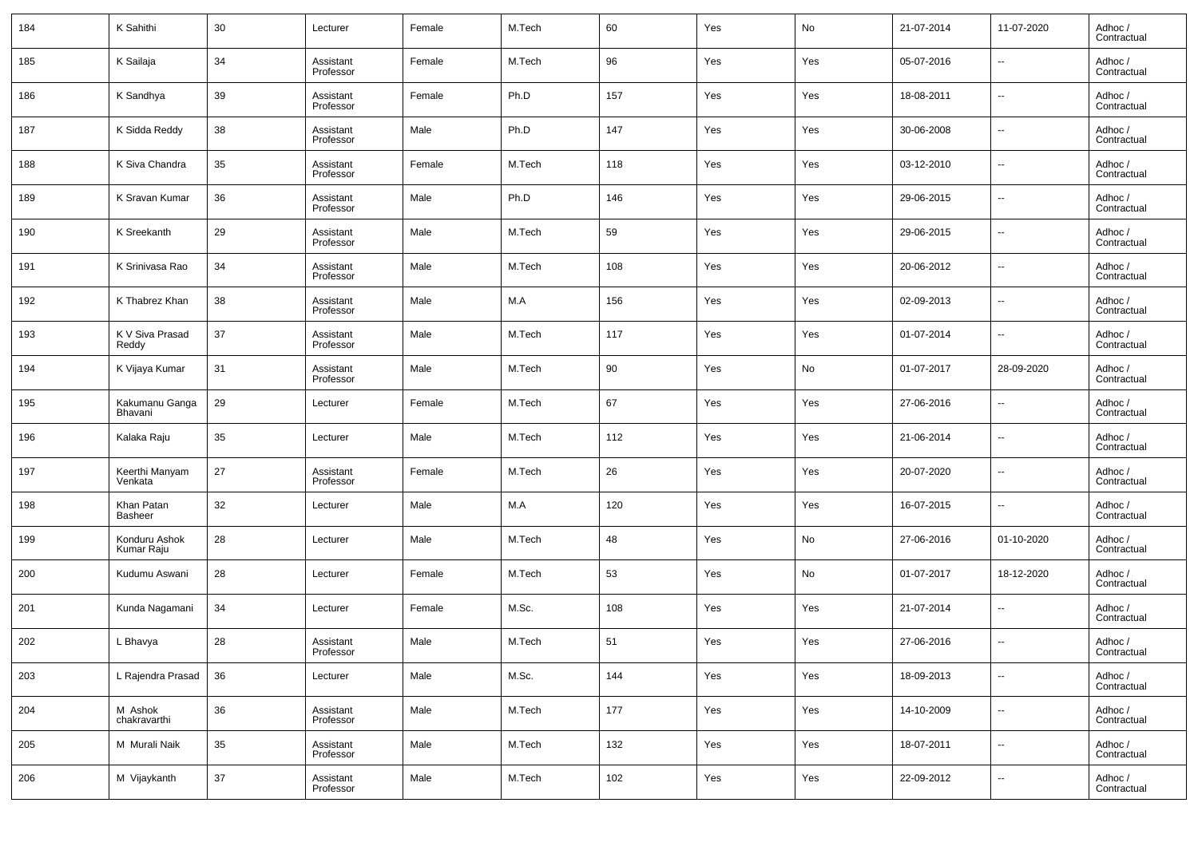| 184 | K Sahithi | 30 | Lecturer | Female | M.Tech | 60 | Yes | No | 21-07-2014 | 11-07-2020 | Adhoc / Contractual |
|---|---|---|---|---|---|---|---|---|---|---|---|
| 185 | K Sailaja | 34 | Assistant Professor | Female | M.Tech | 96 | Yes | Yes | 05-07-2016 | -- | Adhoc / Contractual |
| 186 | K Sandhya | 39 | Assistant Professor | Female | Ph.D | 157 | Yes | Yes | 18-08-2011 | -- | Adhoc / Contractual |
| 187 | K Sidda Reddy | 38 | Assistant Professor | Male | Ph.D | 147 | Yes | Yes | 30-06-2008 | -- | Adhoc / Contractual |
| 188 | K Siva Chandra | 35 | Assistant Professor | Female | M.Tech | 118 | Yes | Yes | 03-12-2010 | -- | Adhoc / Contractual |
| 189 | K Sravan Kumar | 36 | Assistant Professor | Male | Ph.D | 146 | Yes | Yes | 29-06-2015 | -- | Adhoc / Contractual |
| 190 | K Sreekanth | 29 | Assistant Professor | Male | M.Tech | 59 | Yes | Yes | 29-06-2015 | -- | Adhoc / Contractual |
| 191 | K Srinivasa Rao | 34 | Assistant Professor | Male | M.Tech | 108 | Yes | Yes | 20-06-2012 | -- | Adhoc / Contractual |
| 192 | K Thabrez Khan | 38 | Assistant Professor | Male | M.A | 156 | Yes | Yes | 02-09-2013 | -- | Adhoc / Contractual |
| 193 | K V Siva Prasad Reddy | 37 | Assistant Professor | Male | M.Tech | 117 | Yes | Yes | 01-07-2014 | -- | Adhoc / Contractual |
| 194 | K Vijaya Kumar | 31 | Assistant Professor | Male | M.Tech | 90 | Yes | No | 01-07-2017 | 28-09-2020 | Adhoc / Contractual |
| 195 | Kakumanu Ganga Bhavani | 29 | Lecturer | Female | M.Tech | 67 | Yes | Yes | 27-06-2016 | -- | Adhoc / Contractual |
| 196 | Kalaka Raju | 35 | Lecturer | Male | M.Tech | 112 | Yes | Yes | 21-06-2014 | -- | Adhoc / Contractual |
| 197 | Keerthi Manyam Venkata | 27 | Assistant Professor | Female | M.Tech | 26 | Yes | Yes | 20-07-2020 | -- | Adhoc / Contractual |
| 198 | Khan Patan Basheer | 32 | Lecturer | Male | M.A | 120 | Yes | Yes | 16-07-2015 | -- | Adhoc / Contractual |
| 199 | Konduru Ashok Kumar Raju | 28 | Lecturer | Male | M.Tech | 48 | Yes | No | 27-06-2016 | 01-10-2020 | Adhoc / Contractual |
| 200 | Kudumu Aswani | 28 | Lecturer | Female | M.Tech | 53 | Yes | No | 01-07-2017 | 18-12-2020 | Adhoc / Contractual |
| 201 | Kunda Nagamani | 34 | Lecturer | Female | M.Sc. | 108 | Yes | Yes | 21-07-2014 | -- | Adhoc / Contractual |
| 202 | L Bhavya | 28 | Assistant Professor | Male | M.Tech | 51 | Yes | Yes | 27-06-2016 | -- | Adhoc / Contractual |
| 203 | L Rajendra Prasad | 36 | Lecturer | Male | M.Sc. | 144 | Yes | Yes | 18-09-2013 | -- | Adhoc / Contractual |
| 204 | M Ashok chakravarthi | 36 | Assistant Professor | Male | M.Tech | 177 | Yes | Yes | 14-10-2009 | -- | Adhoc / Contractual |
| 205 | M Murali Naik | 35 | Assistant Professor | Male | M.Tech | 132 | Yes | Yes | 18-07-2011 | -- | Adhoc / Contractual |
| 206 | M Vijaykanth | 37 | Assistant Professor | Male | M.Tech | 102 | Yes | Yes | 22-09-2012 | -- | Adhoc / Contractual |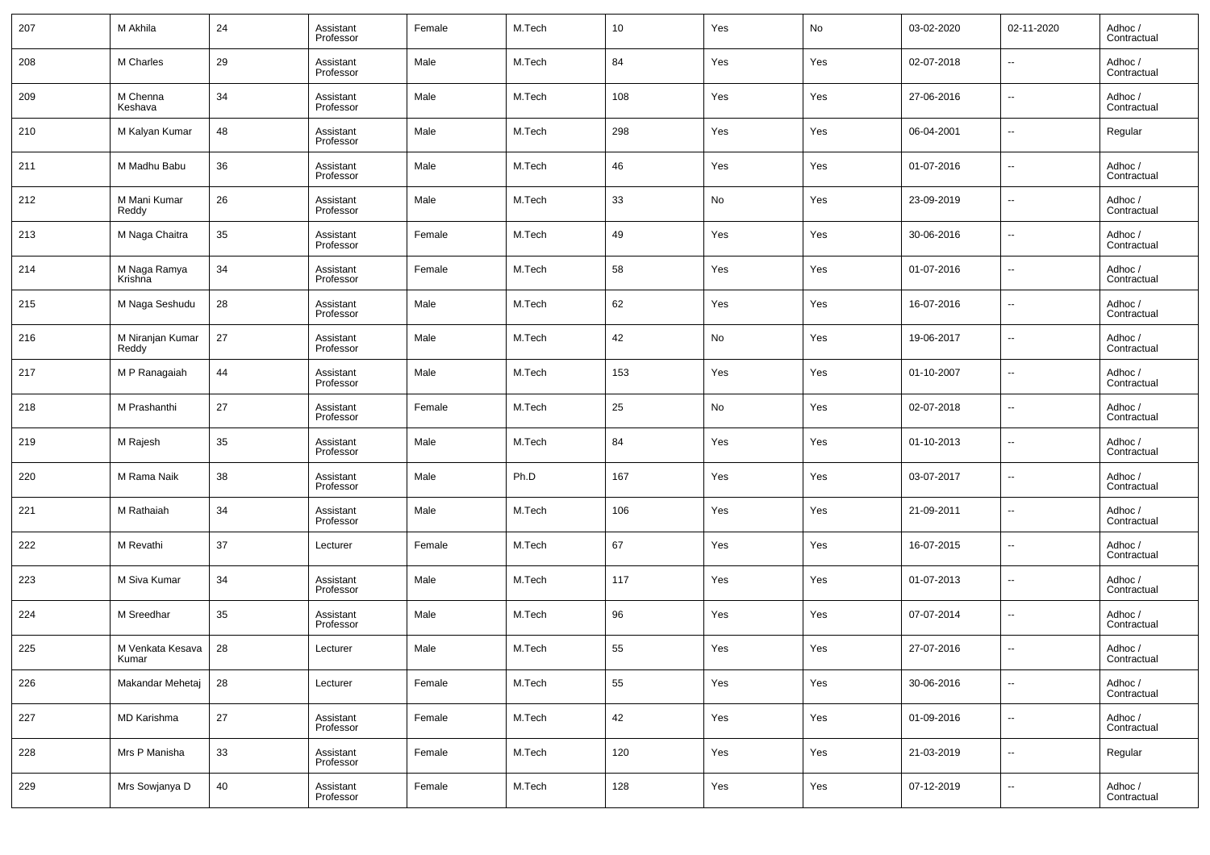| 207 | M Akhila | 24 | Assistant Professor | Female | M.Tech | 10 | Yes | No | 03-02-2020 | 02-11-2020 | Adhoc / Contractual |
|---|---|---|---|---|---|---|---|---|---|---|---|
| 208 | M Charles | 29 | Assistant Professor | Male | M.Tech | 84 | Yes | Yes | 02-07-2018 | -- | Adhoc / Contractual |
| 209 | M Chenna Keshava | 34 | Assistant Professor | Male | M.Tech | 108 | Yes | Yes | 27-06-2016 | -- | Adhoc / Contractual |
| 210 | M Kalyan Kumar | 48 | Assistant Professor | Male | M.Tech | 298 | Yes | Yes | 06-04-2001 | -- | Regular |
| 211 | M Madhu Babu | 36 | Assistant Professor | Male | M.Tech | 46 | Yes | Yes | 01-07-2016 | -- | Adhoc / Contractual |
| 212 | M Mani Kumar Reddy | 26 | Assistant Professor | Male | M.Tech | 33 | No | Yes | 23-09-2019 | -- | Adhoc / Contractual |
| 213 | M Naga Chaitra | 35 | Assistant Professor | Female | M.Tech | 49 | Yes | Yes | 30-06-2016 | -- | Adhoc / Contractual |
| 214 | M Naga Ramya Krishna | 34 | Assistant Professor | Female | M.Tech | 58 | Yes | Yes | 01-07-2016 | -- | Adhoc / Contractual |
| 215 | M Naga Seshudu | 28 | Assistant Professor | Male | M.Tech | 62 | Yes | Yes | 16-07-2016 | -- | Adhoc / Contractual |
| 216 | M Niranjan Kumar Reddy | 27 | Assistant Professor | Male | M.Tech | 42 | No | Yes | 19-06-2017 | -- | Adhoc / Contractual |
| 217 | M P Ranagaiah | 44 | Assistant Professor | Male | M.Tech | 153 | Yes | Yes | 01-10-2007 | -- | Adhoc / Contractual |
| 218 | M Prashanthi | 27 | Assistant Professor | Female | M.Tech | 25 | No | Yes | 02-07-2018 | -- | Adhoc / Contractual |
| 219 | M Rajesh | 35 | Assistant Professor | Male | M.Tech | 84 | Yes | Yes | 01-10-2013 | -- | Adhoc / Contractual |
| 220 | M Rama Naik | 38 | Assistant Professor | Male | Ph.D | 167 | Yes | Yes | 03-07-2017 | -- | Adhoc / Contractual |
| 221 | M Rathaiah | 34 | Assistant Professor | Male | M.Tech | 106 | Yes | Yes | 21-09-2011 | -- | Adhoc / Contractual |
| 222 | M Revathi | 37 | Lecturer | Female | M.Tech | 67 | Yes | Yes | 16-07-2015 | -- | Adhoc / Contractual |
| 223 | M Siva Kumar | 34 | Assistant Professor | Male | M.Tech | 117 | Yes | Yes | 01-07-2013 | -- | Adhoc / Contractual |
| 224 | M Sreedhar | 35 | Assistant Professor | Male | M.Tech | 96 | Yes | Yes | 07-07-2014 | -- | Adhoc / Contractual |
| 225 | M Venkata Kesava Kumar | 28 | Lecturer | Male | M.Tech | 55 | Yes | Yes | 27-07-2016 | -- | Adhoc / Contractual |
| 226 | Makandar Mehetaj | 28 | Lecturer | Female | M.Tech | 55 | Yes | Yes | 30-06-2016 | -- | Adhoc / Contractual |
| 227 | MD Karishma | 27 | Assistant Professor | Female | M.Tech | 42 | Yes | Yes | 01-09-2016 | -- | Adhoc / Contractual |
| 228 | Mrs P Manisha | 33 | Assistant Professor | Female | M.Tech | 120 | Yes | Yes | 21-03-2019 | -- | Regular |
| 229 | Mrs Sowjanya D | 40 | Assistant Professor | Female | M.Tech | 128 | Yes | Yes | 07-12-2019 | -- | Adhoc / Contractual |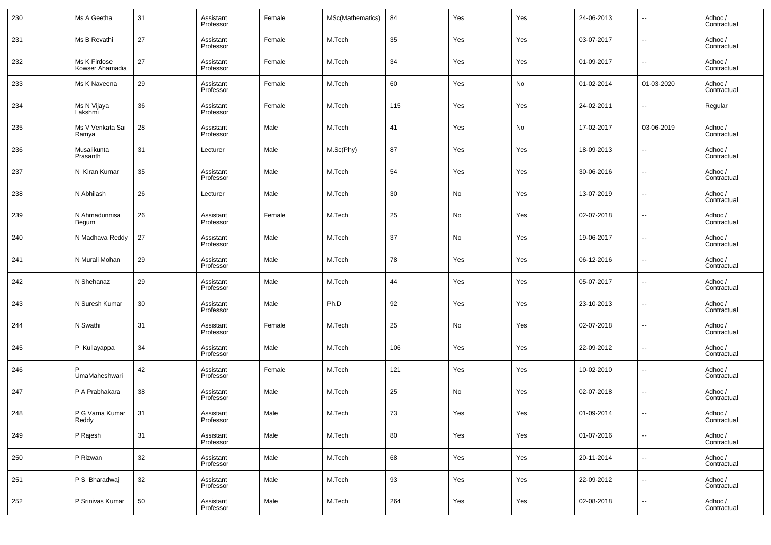| 230 | Ms A Geetha | 31 | Assistant Professor | Female | MSc(Mathematics) | 84 | Yes | Yes | 24-06-2013 | -- | Adhoc / Contractual |
|---|---|---|---|---|---|---|---|---|---|---|---|
| 231 | Ms B Revathi | 27 | Assistant Professor | Female | M.Tech | 35 | Yes | Yes | 03-07-2017 | -- | Adhoc / Contractual |
| 232 | Ms K Firdose Kowser Ahamadia | 27 | Assistant Professor | Female | M.Tech | 34 | Yes | Yes | 01-09-2017 | -- | Adhoc / Contractual |
| 233 | Ms K Naveena | 29 | Assistant Professor | Female | M.Tech | 60 | Yes | No | 01-02-2014 | 01-03-2020 | Adhoc / Contractual |
| 234 | Ms N Vijaya Lakshmi | 36 | Assistant Professor | Female | M.Tech | 115 | Yes | Yes | 24-02-2011 | -- | Regular |
| 235 | Ms V Venkata Sai Ramya | 28 | Assistant Professor | Male | M.Tech | 41 | Yes | No | 17-02-2017 | 03-06-2019 | Adhoc / Contractual |
| 236 | Musalikunta Prasanth | 31 | Lecturer | Male | M.Sc(Phy) | 87 | Yes | Yes | 18-09-2013 | -- | Adhoc / Contractual |
| 237 | N Kiran Kumar | 35 | Assistant Professor | Male | M.Tech | 54 | Yes | Yes | 30-06-2016 | -- | Adhoc / Contractual |
| 238 | N Abhilash | 26 | Lecturer | Male | M.Tech | 30 | No | Yes | 13-07-2019 | -- | Adhoc / Contractual |
| 239 | N Ahmadunnisa Begum | 26 | Assistant Professor | Female | M.Tech | 25 | No | Yes | 02-07-2018 | -- | Adhoc / Contractual |
| 240 | N Madhava Reddy | 27 | Assistant Professor | Male | M.Tech | 37 | No | Yes | 19-06-2017 | -- | Adhoc / Contractual |
| 241 | N Murali Mohan | 29 | Assistant Professor | Male | M.Tech | 78 | Yes | Yes | 06-12-2016 | -- | Adhoc / Contractual |
| 242 | N Shehanaz | 29 | Assistant Professor | Male | M.Tech | 44 | Yes | Yes | 05-07-2017 | -- | Adhoc / Contractual |
| 243 | N Suresh Kumar | 30 | Assistant Professor | Male | Ph.D | 92 | Yes | Yes | 23-10-2013 | -- | Adhoc / Contractual |
| 244 | N Swathi | 31 | Assistant Professor | Female | M.Tech | 25 | No | Yes | 02-07-2018 | -- | Adhoc / Contractual |
| 245 | P Kullayappa | 34 | Assistant Professor | Male | M.Tech | 106 | Yes | Yes | 22-09-2012 | -- | Adhoc / Contractual |
| 246 | P UmaMaheshwari | 42 | Assistant Professor | Female | M.Tech | 121 | Yes | Yes | 10-02-2010 | -- | Adhoc / Contractual |
| 247 | P A Prabhakara | 38 | Assistant Professor | Male | M.Tech | 25 | No | Yes | 02-07-2018 | -- | Adhoc / Contractual |
| 248 | P G Varna Kumar Reddy | 31 | Assistant Professor | Male | M.Tech | 73 | Yes | Yes | 01-09-2014 | -- | Adhoc / Contractual |
| 249 | P Rajesh | 31 | Assistant Professor | Male | M.Tech | 80 | Yes | Yes | 01-07-2016 | -- | Adhoc / Contractual |
| 250 | P Rizwan | 32 | Assistant Professor | Male | M.Tech | 68 | Yes | Yes | 20-11-2014 | -- | Adhoc / Contractual |
| 251 | P S Bharadwaj | 32 | Assistant Professor | Male | M.Tech | 93 | Yes | Yes | 22-09-2012 | -- | Adhoc / Contractual |
| 252 | P Srinivas Kumar | 50 | Assistant Professor | Male | M.Tech | 264 | Yes | Yes | 02-08-2018 | -- | Adhoc / Contractual |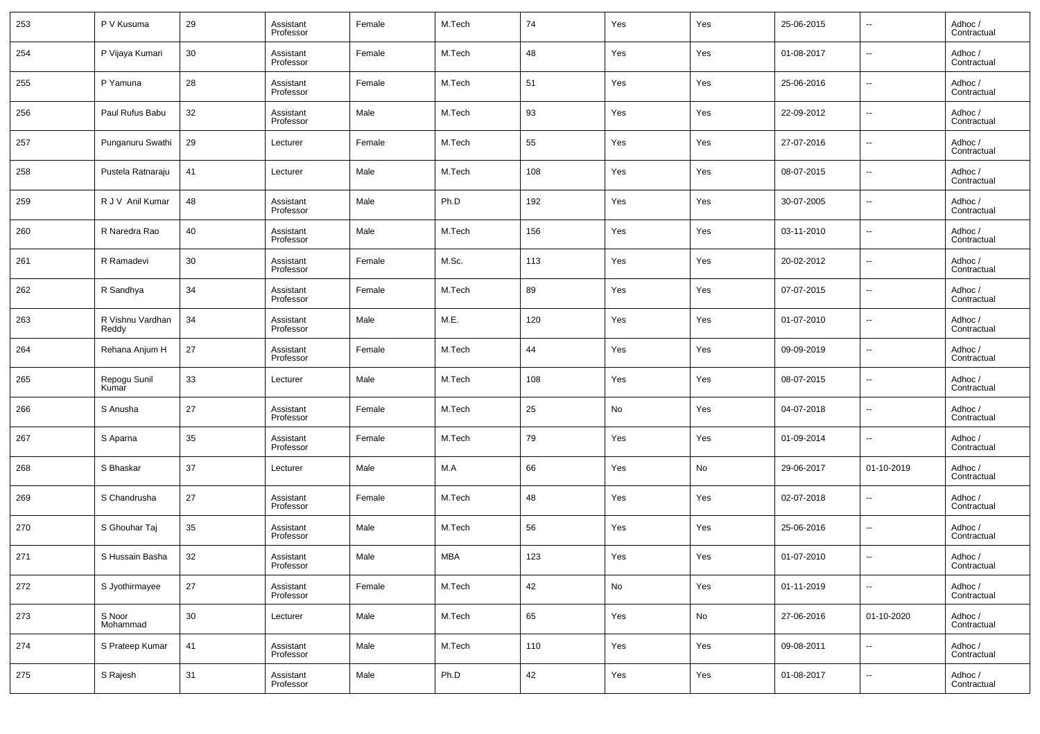| 253 | P V Kusuma | 29 | Assistant Professor | Female | M.Tech | 74 | Yes | Yes | 25-06-2015 | -- | Adhoc / Contractual |
|---|---|---|---|---|---|---|---|---|---|---|---|
| 254 | P Vijaya Kumari | 30 | Assistant Professor | Female | M.Tech | 48 | Yes | Yes | 01-08-2017 | -- | Adhoc / Contractual |
| 255 | P Yamuna | 28 | Assistant Professor | Female | M.Tech | 51 | Yes | Yes | 25-06-2016 | -- | Adhoc / Contractual |
| 256 | Paul Rufus Babu | 32 | Assistant Professor | Male | M.Tech | 93 | Yes | Yes | 22-09-2012 | -- | Adhoc / Contractual |
| 257 | Punganuru Swathi | 29 | Lecturer | Female | M.Tech | 55 | Yes | Yes | 27-07-2016 | -- | Adhoc / Contractual |
| 258 | Pustela Ratnaraju | 41 | Lecturer | Male | M.Tech | 108 | Yes | Yes | 08-07-2015 | -- | Adhoc / Contractual |
| 259 | R J V Anil Kumar | 48 | Assistant Professor | Male | Ph.D | 192 | Yes | Yes | 30-07-2005 | -- | Adhoc / Contractual |
| 260 | R Naredra Rao | 40 | Assistant Professor | Male | M.Tech | 156 | Yes | Yes | 03-11-2010 | -- | Adhoc / Contractual |
| 261 | R Ramadevi | 30 | Assistant Professor | Female | M.Sc. | 113 | Yes | Yes | 20-02-2012 | -- | Adhoc / Contractual |
| 262 | R Sandhya | 34 | Assistant Professor | Female | M.Tech | 89 | Yes | Yes | 07-07-2015 | -- | Adhoc / Contractual |
| 263 | R Vishnu Vardhan Reddy | 34 | Assistant Professor | Male | M.E. | 120 | Yes | Yes | 01-07-2010 | -- | Adhoc / Contractual |
| 264 | Rehana Anjum H | 27 | Assistant Professor | Female | M.Tech | 44 | Yes | Yes | 09-09-2019 | -- | Adhoc / Contractual |
| 265 | Repogu Sunil Kumar | 33 | Lecturer | Male | M.Tech | 108 | Yes | Yes | 08-07-2015 | -- | Adhoc / Contractual |
| 266 | S Anusha | 27 | Assistant Professor | Female | M.Tech | 25 | No | Yes | 04-07-2018 | -- | Adhoc / Contractual |
| 267 | S Aparna | 35 | Assistant Professor | Female | M.Tech | 79 | Yes | Yes | 01-09-2014 | -- | Adhoc / Contractual |
| 268 | S Bhaskar | 37 | Lecturer | Male | M.A | 66 | Yes | No | 29-06-2017 | 01-10-2019 | Adhoc / Contractual |
| 269 | S Chandrusha | 27 | Assistant Professor | Female | M.Tech | 48 | Yes | Yes | 02-07-2018 | -- | Adhoc / Contractual |
| 270 | S Ghouhar Taj | 35 | Assistant Professor | Male | M.Tech | 56 | Yes | Yes | 25-06-2016 | -- | Adhoc / Contractual |
| 271 | S Hussain Basha | 32 | Assistant Professor | Male | MBA | 123 | Yes | Yes | 01-07-2010 | -- | Adhoc / Contractual |
| 272 | S Jyothirmayee | 27 | Assistant Professor | Female | M.Tech | 42 | No | Yes | 01-11-2019 | -- | Adhoc / Contractual |
| 273 | S Noor Mohammad | 30 | Lecturer | Male | M.Tech | 65 | Yes | No | 27-06-2016 | 01-10-2020 | Adhoc / Contractual |
| 274 | S Prateep Kumar | 41 | Assistant Professor | Male | M.Tech | 110 | Yes | Yes | 09-08-2011 | -- | Adhoc / Contractual |
| 275 | S Rajesh | 31 | Assistant Professor | Male | Ph.D | 42 | Yes | Yes | 01-08-2017 | -- | Adhoc / Contractual |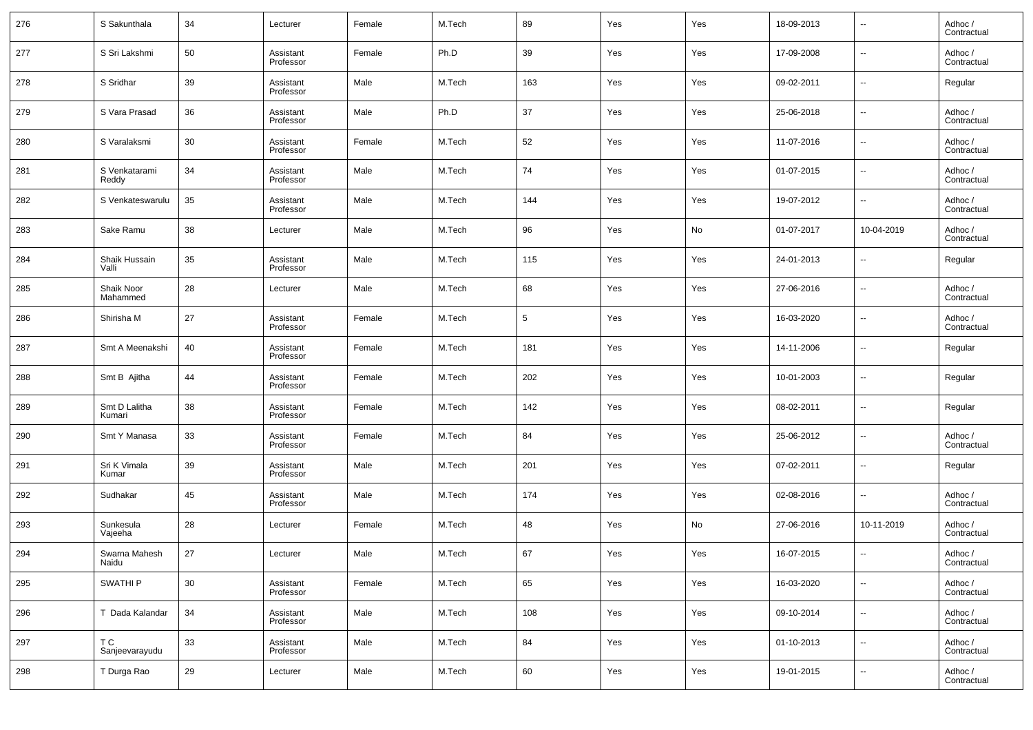| | | | | | | | | | | | |
|---|---|---|---|---|---|---|---|---|---|---|---|
| 276 | S Sakunthala | 34 | Lecturer | Female | M.Tech | 89 | Yes | Yes | 18-09-2013 | -- | Adhoc / Contractual |
| 277 | S Sri Lakshmi | 50 | Assistant Professor | Female | Ph.D | 39 | Yes | Yes | 17-09-2008 | -- | Adhoc / Contractual |
| 278 | S Sridhar | 39 | Assistant Professor | Male | M.Tech | 163 | Yes | Yes | 09-02-2011 | -- | Regular |
| 279 | S Vara Prasad | 36 | Assistant Professor | Male | Ph.D | 37 | Yes | Yes | 25-06-2018 | -- | Adhoc / Contractual |
| 280 | S Varalaksmi | 30 | Assistant Professor | Female | M.Tech | 52 | Yes | Yes | 11-07-2016 | -- | Adhoc / Contractual |
| 281 | S Venkatarami Reddy | 34 | Assistant Professor | Male | M.Tech | 74 | Yes | Yes | 01-07-2015 | -- | Adhoc / Contractual |
| 282 | S Venkateswarulu | 35 | Assistant Professor | Male | M.Tech | 144 | Yes | Yes | 19-07-2012 | -- | Adhoc / Contractual |
| 283 | Sake Ramu | 38 | Lecturer | Male | M.Tech | 96 | Yes | No | 01-07-2017 | 10-04-2019 | Adhoc / Contractual |
| 284 | Shaik Hussain Valli | 35 | Assistant Professor | Male | M.Tech | 115 | Yes | Yes | 24-01-2013 | -- | Regular |
| 285 | Shaik Noor Mahammed | 28 | Lecturer | Male | M.Tech | 68 | Yes | Yes | 27-06-2016 | -- | Adhoc / Contractual |
| 286 | Shirisha M | 27 | Assistant Professor | Female | M.Tech | 5 | Yes | Yes | 16-03-2020 | -- | Adhoc / Contractual |
| 287 | Smt A Meenakshi | 40 | Assistant Professor | Female | M.Tech | 181 | Yes | Yes | 14-11-2006 | -- | Regular |
| 288 | Smt B Ajitha | 44 | Assistant Professor | Female | M.Tech | 202 | Yes | Yes | 10-01-2003 | -- | Regular |
| 289 | Smt D Lalitha Kumari | 38 | Assistant Professor | Female | M.Tech | 142 | Yes | Yes | 08-02-2011 | -- | Regular |
| 290 | Smt Y Manasa | 33 | Assistant Professor | Female | M.Tech | 84 | Yes | Yes | 25-06-2012 | -- | Adhoc / Contractual |
| 291 | Sri K Vimala Kumar | 39 | Assistant Professor | Male | M.Tech | 201 | Yes | Yes | 07-02-2011 | -- | Regular |
| 292 | Sudhakar | 45 | Assistant Professor | Male | M.Tech | 174 | Yes | Yes | 02-08-2016 | -- | Adhoc / Contractual |
| 293 | Sunkesula Vajeeha | 28 | Lecturer | Female | M.Tech | 48 | Yes | No | 27-06-2016 | 10-11-2019 | Adhoc / Contractual |
| 294 | Swarna Mahesh Naidu | 27 | Lecturer | Male | M.Tech | 67 | Yes | Yes | 16-07-2015 | -- | Adhoc / Contractual |
| 295 | SWATHI P | 30 | Assistant Professor | Female | M.Tech | 65 | Yes | Yes | 16-03-2020 | -- | Adhoc / Contractual |
| 296 | T Dada Kalandar | 34 | Assistant Professor | Male | M.Tech | 108 | Yes | Yes | 09-10-2014 | -- | Adhoc / Contractual |
| 297 | T C Sanjeevarayudu | 33 | Assistant Professor | Male | M.Tech | 84 | Yes | Yes | 01-10-2013 | -- | Adhoc / Contractual |
| 298 | T Durga Rao | 29 | Lecturer | Male | M.Tech | 60 | Yes | Yes | 19-01-2015 | -- | Adhoc / Contractual |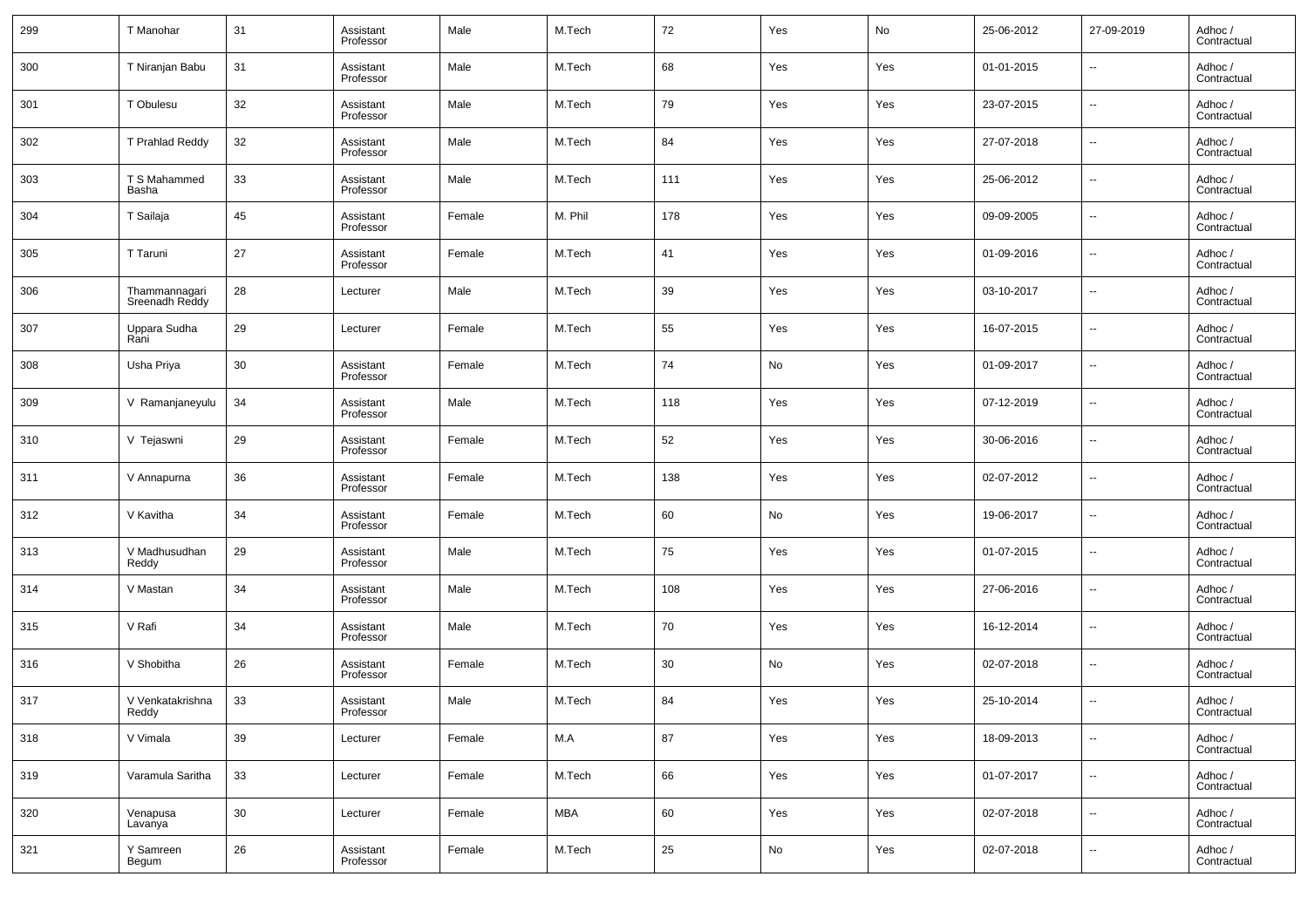| 299 | T Manohar | 31 | Assistant Professor | Male | M.Tech | 72 | Yes | No | 25-06-2012 | 27-09-2019 | Adhoc / Contractual |
|---|---|---|---|---|---|---|---|---|---|---|---|
| 300 | T Niranjan Babu | 31 | Assistant Professor | Male | M.Tech | 68 | Yes | Yes | 01-01-2015 | -- | Adhoc / Contractual |
| 301 | T Obulesu | 32 | Assistant Professor | Male | M.Tech | 79 | Yes | Yes | 23-07-2015 | -- | Adhoc / Contractual |
| 302 | T Prahlad Reddy | 32 | Assistant Professor | Male | M.Tech | 84 | Yes | Yes | 27-07-2018 | -- | Adhoc / Contractual |
| 303 | T S Mahammed Basha | 33 | Assistant Professor | Male | M.Tech | 111 | Yes | Yes | 25-06-2012 | -- | Adhoc / Contractual |
| 304 | T Sailaja | 45 | Assistant Professor | Female | M. Phil | 178 | Yes | Yes | 09-09-2005 | -- | Adhoc / Contractual |
| 305 | T Taruni | 27 | Assistant Professor | Female | M.Tech | 41 | Yes | Yes | 01-09-2016 | -- | Adhoc / Contractual |
| 306 | Thammannagari Sreenadh Reddy | 28 | Lecturer | Male | M.Tech | 39 | Yes | Yes | 03-10-2017 | -- | Adhoc / Contractual |
| 307 | Uppara Sudha Rani | 29 | Lecturer | Female | M.Tech | 55 | Yes | Yes | 16-07-2015 | -- | Adhoc / Contractual |
| 308 | Usha Priya | 30 | Assistant Professor | Female | M.Tech | 74 | No | Yes | 01-09-2017 | -- | Adhoc / Contractual |
| 309 | V Ramanjaneyulu | 34 | Assistant Professor | Male | M.Tech | 118 | Yes | Yes | 07-12-2019 | -- | Adhoc / Contractual |
| 310 | V Tejaswni | 29 | Assistant Professor | Female | M.Tech | 52 | Yes | Yes | 30-06-2016 | -- | Adhoc / Contractual |
| 311 | V Annapurna | 36 | Assistant Professor | Female | M.Tech | 138 | Yes | Yes | 02-07-2012 | -- | Adhoc / Contractual |
| 312 | V Kavitha | 34 | Assistant Professor | Female | M.Tech | 60 | No | Yes | 19-06-2017 | -- | Adhoc / Contractual |
| 313 | V Madhusudhan Reddy | 29 | Assistant Professor | Male | M.Tech | 75 | Yes | Yes | 01-07-2015 | -- | Adhoc / Contractual |
| 314 | V Mastan | 34 | Assistant Professor | Male | M.Tech | 108 | Yes | Yes | 27-06-2016 | -- | Adhoc / Contractual |
| 315 | V Rafi | 34 | Assistant Professor | Male | M.Tech | 70 | Yes | Yes | 16-12-2014 | -- | Adhoc / Contractual |
| 316 | V Shobitha | 26 | Assistant Professor | Female | M.Tech | 30 | No | Yes | 02-07-2018 | -- | Adhoc / Contractual |
| 317 | V Venkatakrishna Reddy | 33 | Assistant Professor | Male | M.Tech | 84 | Yes | Yes | 25-10-2014 | -- | Adhoc / Contractual |
| 318 | V Vimala | 39 | Lecturer | Female | M.A | 87 | Yes | Yes | 18-09-2013 | -- | Adhoc / Contractual |
| 319 | Varamula Saritha | 33 | Lecturer | Female | M.Tech | 66 | Yes | Yes | 01-07-2017 | -- | Adhoc / Contractual |
| 320 | Venapusa Lavanya | 30 | Lecturer | Female | MBA | 60 | Yes | Yes | 02-07-2018 | -- | Adhoc / Contractual |
| 321 | Y Samreen Begum | 26 | Assistant Professor | Female | M.Tech | 25 | No | Yes | 02-07-2018 | -- | Adhoc / Contractual |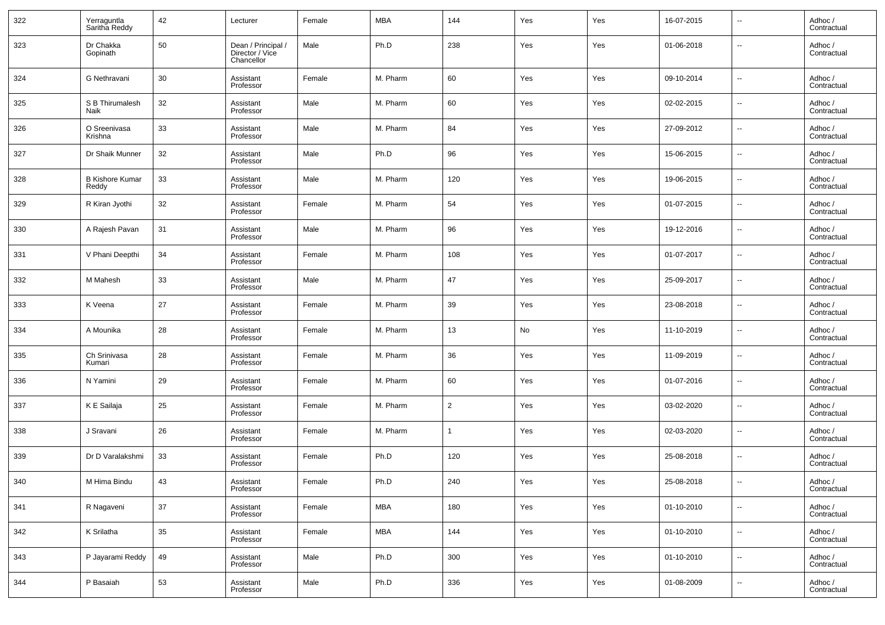| 322 | Yerraguntla Saritha Reddy | 42 | Lecturer | Female | MBA | 144 | Yes | Yes | 16-07-2015 | -- | Adhoc / Contractual |
|---|---|---|---|---|---|---|---|---|---|---|---|
| 323 | Dr Chakka Gopinath | 50 | Dean / Principal / Director / Vice Chancellor | Male | Ph.D | 238 | Yes | Yes | 01-06-2018 | -- | Adhoc / Contractual |
| 324 | G Nethravani | 30 | Assistant Professor | Female | M. Pharm | 60 | Yes | Yes | 09-10-2014 | -- | Adhoc / Contractual |
| 325 | S B Thirumalesh Naik | 32 | Assistant Professor | Male | M. Pharm | 60 | Yes | Yes | 02-02-2015 | -- | Adhoc / Contractual |
| 326 | O Sreenivasa Krishna | 33 | Assistant Professor | Male | M. Pharm | 84 | Yes | Yes | 27-09-2012 | -- | Adhoc / Contractual |
| 327 | Dr Shaik Munner | 32 | Assistant Professor | Male | Ph.D | 96 | Yes | Yes | 15-06-2015 | -- | Adhoc / Contractual |
| 328 | B Kishore Kumar Reddy | 33 | Assistant Professor | Male | M. Pharm | 120 | Yes | Yes | 19-06-2015 | -- | Adhoc / Contractual |
| 329 | R Kiran Jyothi | 32 | Assistant Professor | Female | M. Pharm | 54 | Yes | Yes | 01-07-2015 | -- | Adhoc / Contractual |
| 330 | A Rajesh Pavan | 31 | Assistant Professor | Male | M. Pharm | 96 | Yes | Yes | 19-12-2016 | -- | Adhoc / Contractual |
| 331 | V Phani Deepthi | 34 | Assistant Professor | Female | M. Pharm | 108 | Yes | Yes | 01-07-2017 | -- | Adhoc / Contractual |
| 332 | M Mahesh | 33 | Assistant Professor | Male | M. Pharm | 47 | Yes | Yes | 25-09-2017 | -- | Adhoc / Contractual |
| 333 | K Veena | 27 | Assistant Professor | Female | M. Pharm | 39 | Yes | Yes | 23-08-2018 | -- | Adhoc / Contractual |
| 334 | A Mounika | 28 | Assistant Professor | Female | M. Pharm | 13 | No | Yes | 11-10-2019 | -- | Adhoc / Contractual |
| 335 | Ch Srinivasa Kumari | 28 | Assistant Professor | Female | M. Pharm | 36 | Yes | Yes | 11-09-2019 | -- | Adhoc / Contractual |
| 336 | N Yamini | 29 | Assistant Professor | Female | M. Pharm | 60 | Yes | Yes | 01-07-2016 | -- | Adhoc / Contractual |
| 337 | K E Sailaja | 25 | Assistant Professor | Female | M. Pharm | 2 | Yes | Yes | 03-02-2020 | -- | Adhoc / Contractual |
| 338 | J Sravani | 26 | Assistant Professor | Female | M. Pharm | 1 | Yes | Yes | 02-03-2020 | -- | Adhoc / Contractual |
| 339 | Dr D Varalakshmi | 33 | Assistant Professor | Female | Ph.D | 120 | Yes | Yes | 25-08-2018 | -- | Adhoc / Contractual |
| 340 | M Hima Bindu | 43 | Assistant Professor | Female | Ph.D | 240 | Yes | Yes | 25-08-2018 | -- | Adhoc / Contractual |
| 341 | R Nagaveni | 37 | Assistant Professor | Female | MBA | 180 | Yes | Yes | 01-10-2010 | -- | Adhoc / Contractual |
| 342 | K Srilatha | 35 | Assistant Professor | Female | MBA | 144 | Yes | Yes | 01-10-2010 | -- | Adhoc / Contractual |
| 343 | P Jayarami Reddy | 49 | Assistant Professor | Male | Ph.D | 300 | Yes | Yes | 01-10-2010 | -- | Adhoc / Contractual |
| 344 | P Basaiah | 53 | Assistant Professor | Male | Ph.D | 336 | Yes | Yes | 01-08-2009 | -- | Adhoc / Contractual |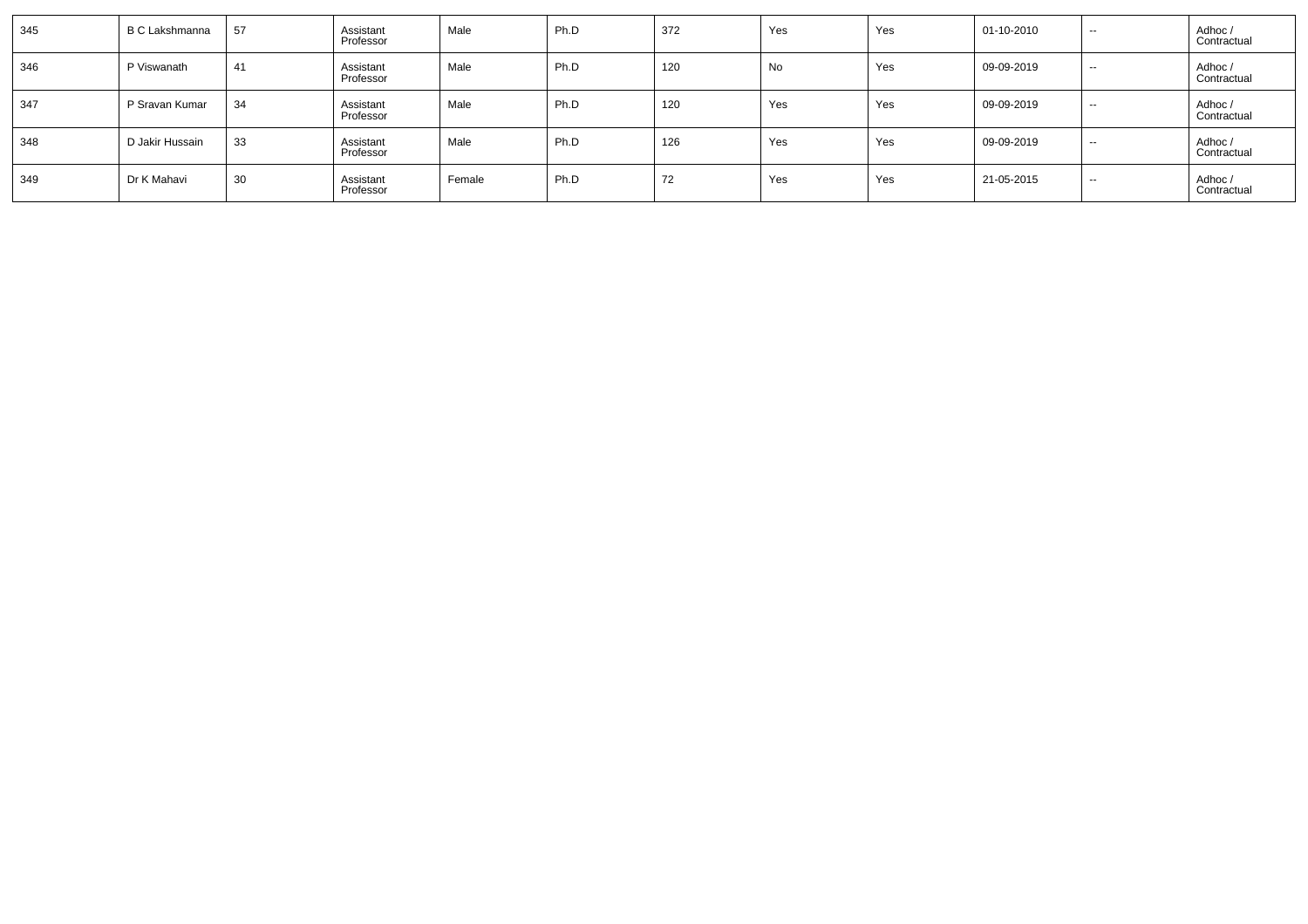| | | | | | | | | | | | |
|---|---|---|---|---|---|---|---|---|---|---|---|
| 345 | B C Lakshmanna | 57 | Assistant Professor | Male | Ph.D | 372 | Yes | Yes | 01-10-2010 | -- | Adhoc / Contractual |
| 346 | P Viswanath | 41 | Assistant Professor | Male | Ph.D | 120 | No | Yes | 09-09-2019 | -- | Adhoc / Contractual |
| 347 | P Sravan Kumar | 34 | Assistant Professor | Male | Ph.D | 120 | Yes | Yes | 09-09-2019 | -- | Adhoc / Contractual |
| 348 | D Jakir Hussain | 33 | Assistant Professor | Male | Ph.D | 126 | Yes | Yes | 09-09-2019 | -- | Adhoc / Contractual |
| 349 | Dr K Mahavi | 30 | Assistant Professor | Female | Ph.D | 72 | Yes | Yes | 21-05-2015 | -- | Adhoc / Contractual |